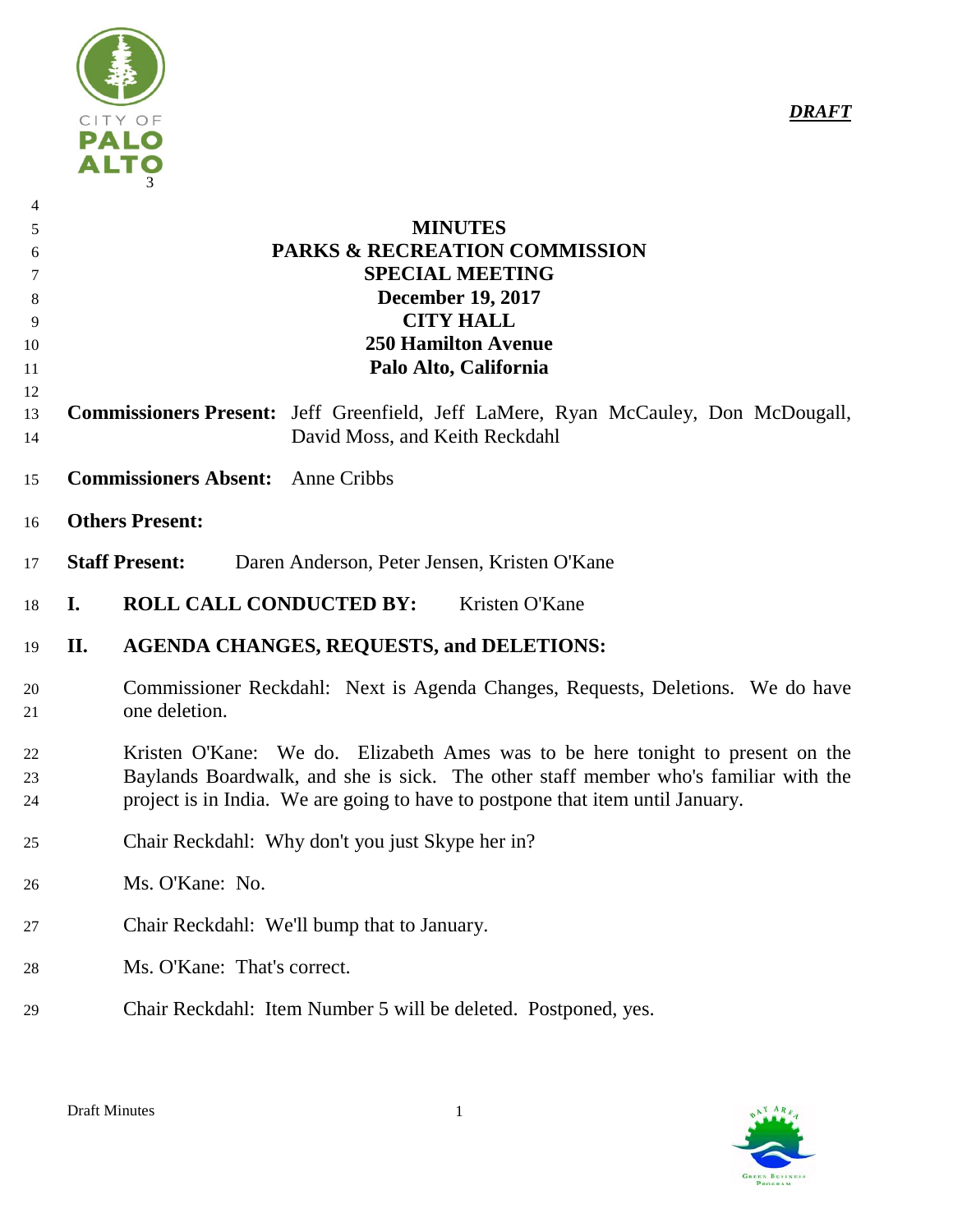*DRAFT*

# MINUTES
## PARKS & RECREATION COMMISSION
## SPECIAL MEETING
## December 19, 2017
## CITY HALL
## 250 Hamilton Avenue
## Palo Alto, California

**Commissioners Present:** Jeff Greenfield, Jeff LaMere, Ryan McCauley, Don McDougall, David Moss, and Keith Reckdahl

**Commissioners Absent:** Anne Cribbs

**Others Present:**

**Staff Present:** Daren Anderson, Peter Jensen, Kristen O'Kane

**I. ROLL CALL CONDUCTED BY:** Kristen O'Kane

**II. AGENDA CHANGES, REQUESTS, and DELETIONS:**

Commissioner Reckdahl: Next is Agenda Changes, Requests, Deletions. We do have one deletion.

Kristen O'Kane: We do. Elizabeth Ames was to be here tonight to present on the Baylands Boardwalk, and she is sick. The other staff member who's familiar with the project is in India. We are going to have to postpone that item until January.

Chair Reckdahl: Why don't you just Skype her in?

Ms. O'Kane: No.

Chair Reckdahl: We'll bump that to January.

Ms. O'Kane: That's correct.

Chair Reckdahl: Item Number 5 will be deleted. Postponed, yes.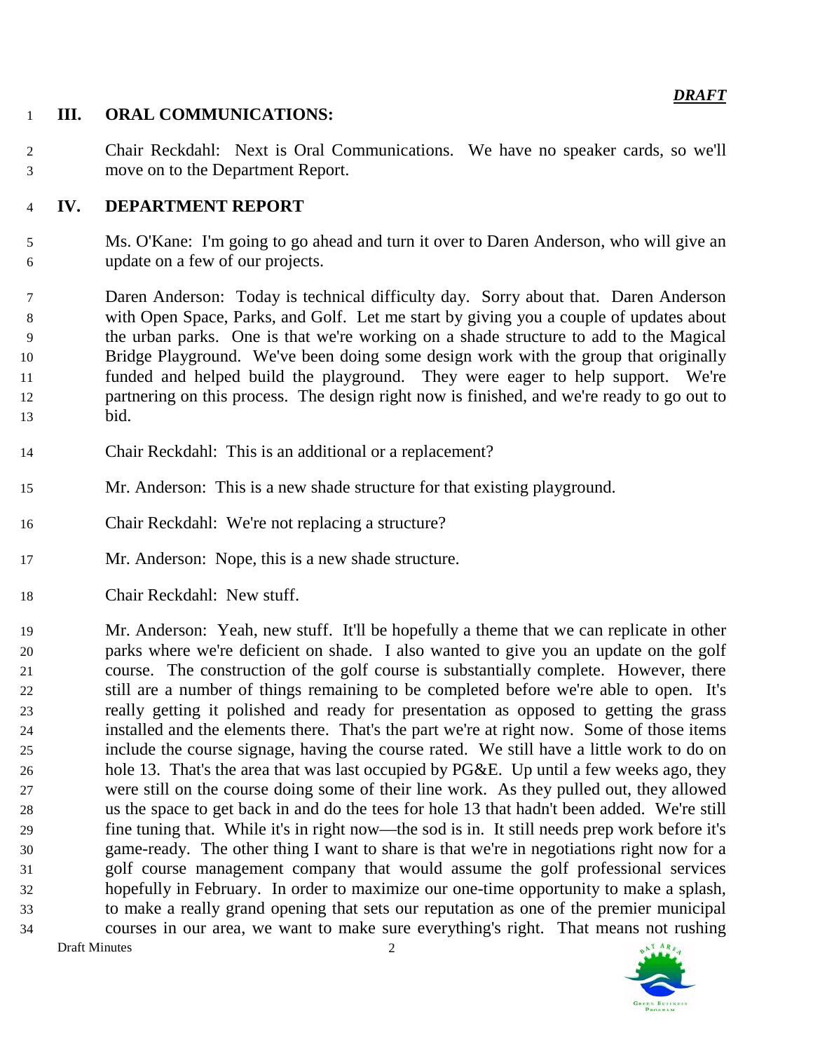*DRAFT*

## III. ORAL COMMUNICATIONS:

Chair Reckdahl: Next is Oral Communications. We have no speaker cards, so we'll move on to the Department Report.

## IV. DEPARTMENT REPORT

Ms. O'Kane: I'm going to go ahead and turn it over to Daren Anderson, who will give an update on a few of our projects.

Daren Anderson: Today is technical difficulty day. Sorry about that. Daren Anderson with Open Space, Parks, and Golf. Let me start by giving you a couple of updates about the urban parks. One is that we're working on a shade structure to add to the Magical Bridge Playground. We've been doing some design work with the group that originally funded and helped build the playground. They were eager to help support. We're partnering on this process. The design right now is finished, and we're ready to go out to bid.

Chair Reckdahl: This is an additional or a replacement?

Mr. Anderson: This is a new shade structure for that existing playground.

Chair Reckdahl: We're not replacing a structure?

Mr. Anderson: Nope, this is a new shade structure.

Chair Reckdahl: New stuff.

Mr. Anderson: Yeah, new stuff. It'll be hopefully a theme that we can replicate in other parks where we're deficient on shade. I also wanted to give you an update on the golf course. The construction of the golf course is substantially complete. However, there still are a number of things remaining to be completed before we're able to open. It's really getting it polished and ready for presentation as opposed to getting the grass installed and the elements there. That's the part we're at right now. Some of those items include the course signage, having the course rated. We still have a little work to do on hole 13. That's the area that was last occupied by PG&E. Up until a few weeks ago, they were still on the course doing some of their line work. As they pulled out, they allowed us the space to get back in and do the tees for hole 13 that hadn't been added. We're still fine tuning that. While it's in right now—the sod is in. It still needs prep work before it's game-ready. The other thing I want to share is that we're in negotiations right now for a golf course management company that would assume the golf professional services hopefully in February. In order to maximize our one-time opportunity to make a splash, to make a really grand opening that sets our reputation as one of the premier municipal courses in our area, we want to make sure everything's right. That means not rushing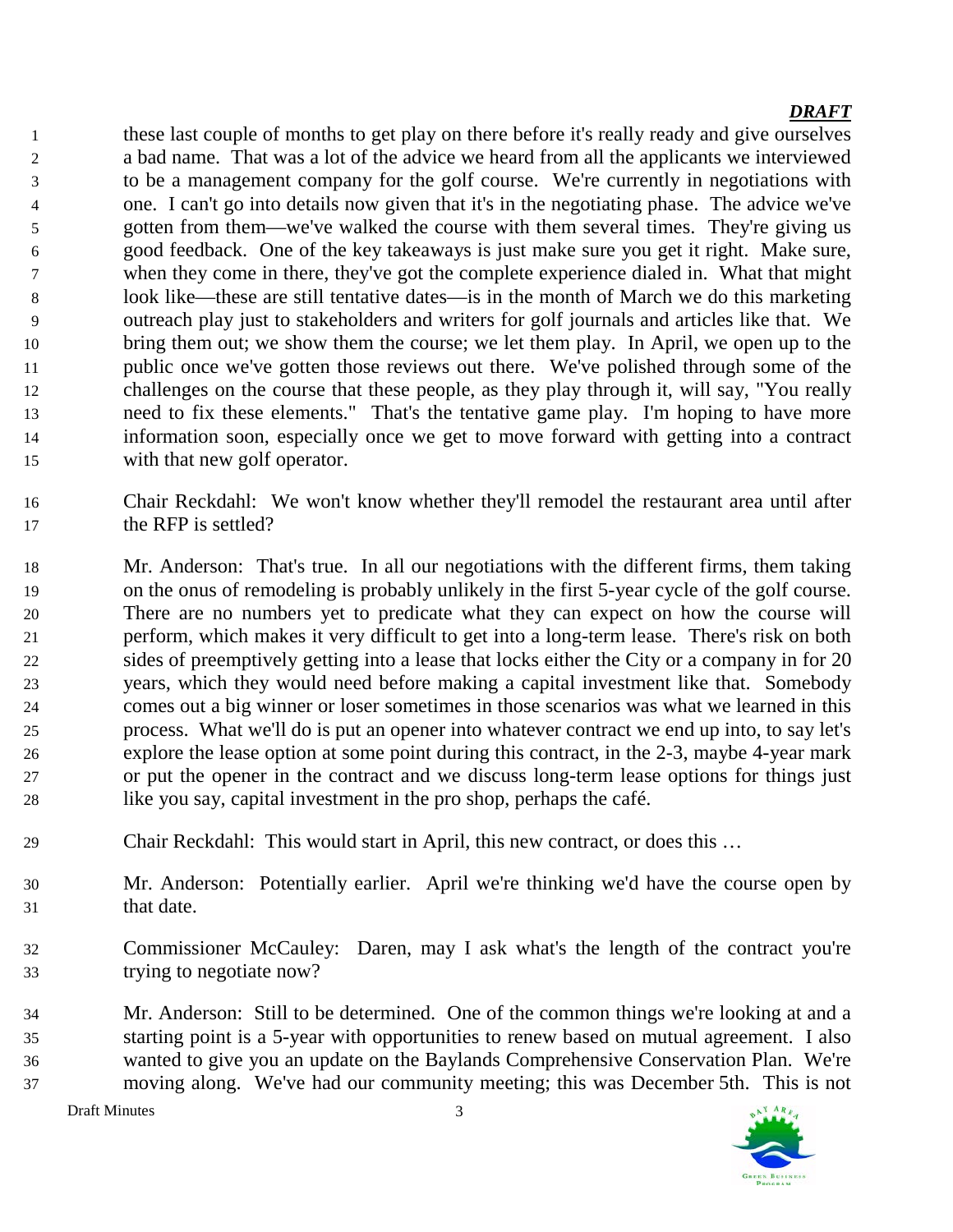these last couple of months to get play on there before it's really ready and give ourselves a bad name. That was a lot of the advice we heard from all the applicants we interviewed to be a management company for the golf course. We're currently in negotiations with one. I can't go into details now given that it's in the negotiating phase. The advice we've gotten from them—we've walked the course with them several times. They're giving us good feedback. One of the key takeaways is just make sure you get it right. Make sure, when they come in there, they've got the complete experience dialed in. What that might look like—these are still tentative dates—is in the month of March we do this marketing outreach play just to stakeholders and writers for golf journals and articles like that. We bring them out; we show them the course; we let them play. In April, we open up to the public once we've gotten those reviews out there. We've polished through some of the challenges on the course that these people, as they play through it, will say, "You really need to fix these elements." That's the tentative game play. I'm hoping to have more information soon, especially once we get to move forward with getting into a contract with that new golf operator.

Chair Reckdahl: We won't know whether they'll remodel the restaurant area until after the RFP is settled?

Mr. Anderson: That's true. In all our negotiations with the different firms, them taking on the onus of remodeling is probably unlikely in the first 5-year cycle of the golf course. There are no numbers yet to predicate what they can expect on how the course will perform, which makes it very difficult to get into a long-term lease. There's risk on both sides of preemptively getting into a lease that locks either the City or a company in for 20 years, which they would need before making a capital investment like that. Somebody comes out a big winner or loser sometimes in those scenarios was what we learned in this process. What we'll do is put an opener into whatever contract we end up into, to say let's explore the lease option at some point during this contract, in the 2-3, maybe 4-year mark or put the opener in the contract and we discuss long-term lease options for things just like you say, capital investment in the pro shop, perhaps the café.

Chair Reckdahl: This would start in April, this new contract, or does this …

Mr. Anderson: Potentially earlier. April we're thinking we'd have the course open by that date.

Commissioner McCauley: Daren, may I ask what's the length of the contract you're trying to negotiate now?

Mr. Anderson: Still to be determined. One of the common things we're looking at and a starting point is a 5-year with opportunities to renew based on mutual agreement. I also wanted to give you an update on the Baylands Comprehensive Conservation Plan. We're moving along. We've had our community meeting; this was December 5th. This is not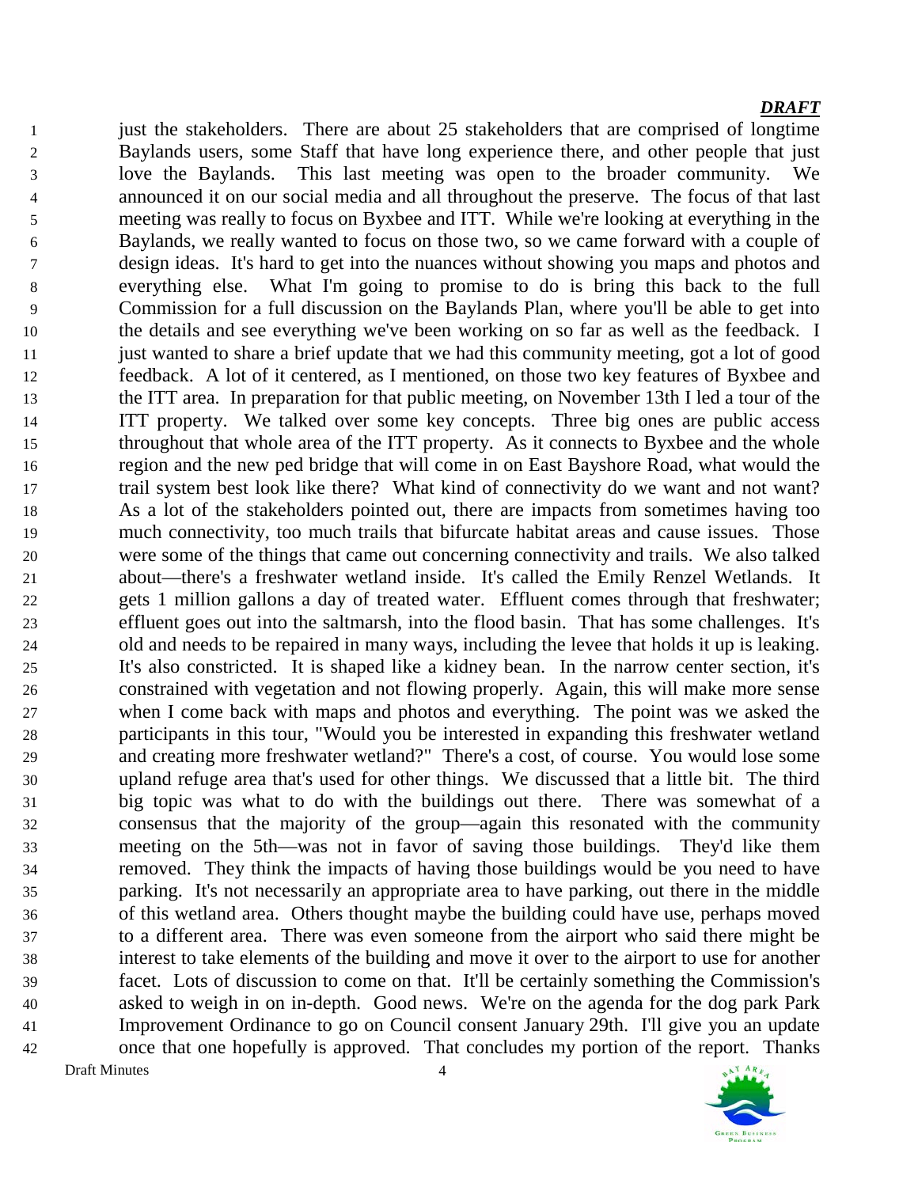just the stakeholders. There are about 25 stakeholders that are comprised of longtime Baylands users, some Staff that have long experience there, and other people that just love the Baylands. This last meeting was open to the broader community. We announced it on our social media and all throughout the preserve. The focus of that last meeting was really to focus on Byxbee and ITT. While we're looking at everything in the Baylands, we really wanted to focus on those two, so we came forward with a couple of design ideas. It's hard to get into the nuances without showing you maps and photos and everything else. What I'm going to promise to do is bring this back to the full Commission for a full discussion on the Baylands Plan, where you'll be able to get into the details and see everything we've been working on so far as well as the feedback. I just wanted to share a brief update that we had this community meeting, got a lot of good feedback. A lot of it centered, as I mentioned, on those two key features of Byxbee and the ITT area. In preparation for that public meeting, on November 13th I led a tour of the ITT property. We talked over some key concepts. Three big ones are public access throughout that whole area of the ITT property. As it connects to Byxbee and the whole region and the new ped bridge that will come in on East Bayshore Road, what would the trail system best look like there? What kind of connectivity do we want and not want? As a lot of the stakeholders pointed out, there are impacts from sometimes having too much connectivity, too much trails that bifurcate habitat areas and cause issues. Those were some of the things that came out concerning connectivity and trails. We also talked about—there's a freshwater wetland inside. It's called the Emily Renzel Wetlands. It gets 1 million gallons a day of treated water. Effluent comes through that freshwater; effluent goes out into the saltmarsh, into the flood basin. That has some challenges. It's old and needs to be repaired in many ways, including the levee that holds it up is leaking. It's also constricted. It is shaped like a kidney bean. In the narrow center section, it's constrained with vegetation and not flowing properly. Again, this will make more sense when I come back with maps and photos and everything. The point was we asked the participants in this tour, "Would you be interested in expanding this freshwater wetland and creating more freshwater wetland?" There's a cost, of course. You would lose some upland refuge area that's used for other things. We discussed that a little bit. The third big topic was what to do with the buildings out there. There was somewhat of a consensus that the majority of the group—again this resonated with the community meeting on the 5th—was not in favor of saving those buildings. They'd like them removed. They think the impacts of having those buildings would be you need to have parking. It's not necessarily an appropriate area to have parking, out there in the middle of this wetland area. Others thought maybe the building could have use, perhaps moved to a different area. There was even someone from the airport who said there might be interest to take elements of the building and move it over to the airport to use for another facet. Lots of discussion to come on that. It'll be certainly something the Commission's asked to weigh in on in-depth. Good news. We're on the agenda for the dog park Park Improvement Ordinance to go on Council consent January 29th. I'll give you an update once that one hopefully is approved. That concludes my portion of the report. Thanks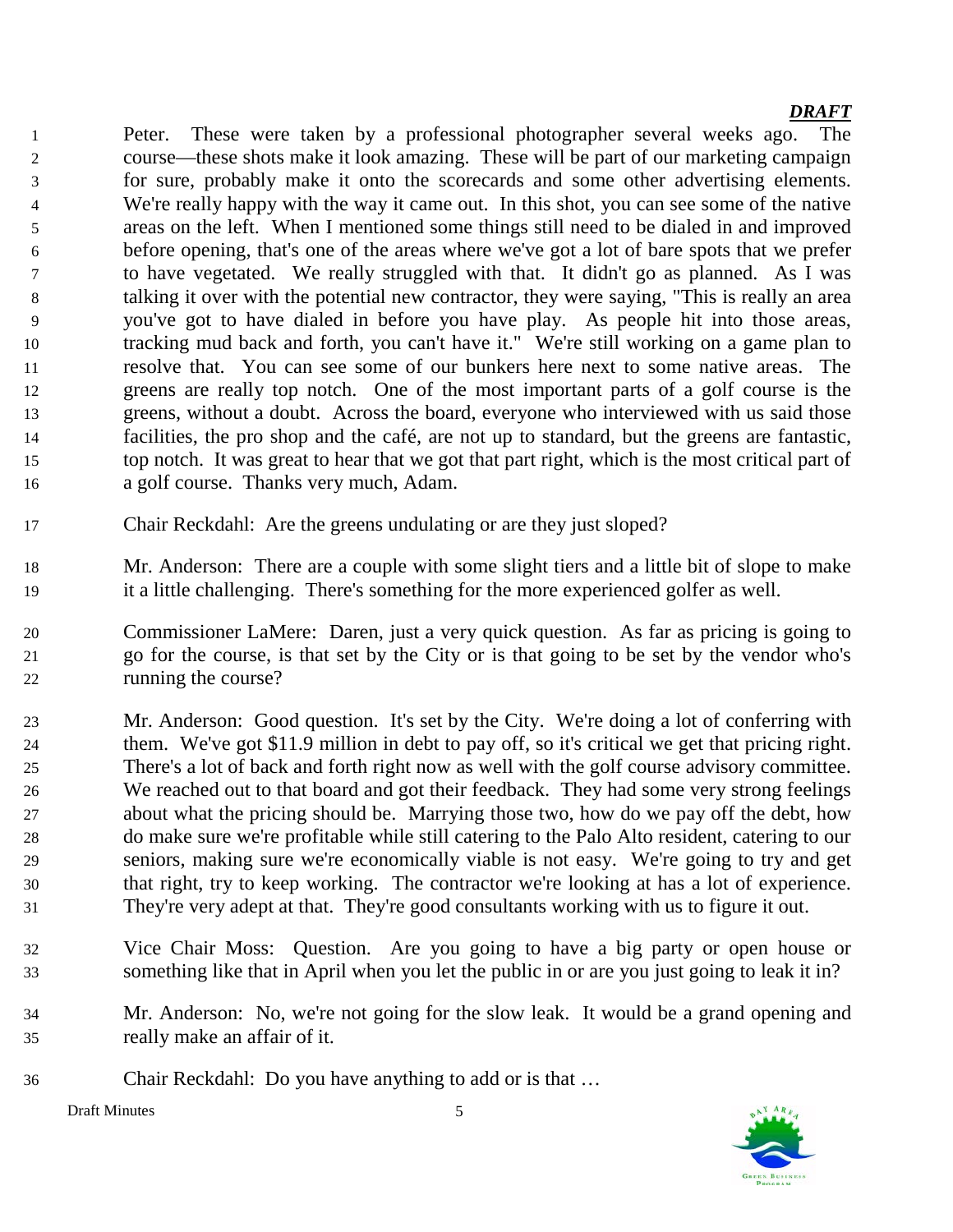Peter. These were taken by a professional photographer several weeks ago. The course—these shots make it look amazing. These will be part of our marketing campaign for sure, probably make it onto the scorecards and some other advertising elements. We're really happy with the way it came out. In this shot, you can see some of the native areas on the left. When I mentioned some things still need to be dialed in and improved before opening, that's one of the areas where we've got a lot of bare spots that we prefer to have vegetated. We really struggled with that. It didn't go as planned. As I was talking it over with the potential new contractor, they were saying, "This is really an area you've got to have dialed in before you have play. As people hit into those areas, tracking mud back and forth, you can't have it." We're still working on a game plan to resolve that. You can see some of our bunkers here next to some native areas. The greens are really top notch. One of the most important parts of a golf course is the greens, without a doubt. Across the board, everyone who interviewed with us said those facilities, the pro shop and the café, are not up to standard, but the greens are fantastic, top notch. It was great to hear that we got that part right, which is the most critical part of a golf course. Thanks very much, Adam.

Chair Reckdahl: Are the greens undulating or are they just sloped?

Mr. Anderson: There are a couple with some slight tiers and a little bit of slope to make it a little challenging. There's something for the more experienced golfer as well.

Commissioner LaMere: Daren, just a very quick question. As far as pricing is going to go for the course, is that set by the City or is that going to be set by the vendor who's running the course?

Mr. Anderson: Good question. It's set by the City. We're doing a lot of conferring with them. We've got $11.9 million in debt to pay off, so it's critical we get that pricing right. There's a lot of back and forth right now as well with the golf course advisory committee. We reached out to that board and got their feedback. They had some very strong feelings about what the pricing should be. Marrying those two, how do we pay off the debt, how do make sure we're profitable while still catering to the Palo Alto resident, catering to our seniors, making sure we're economically viable is not easy. We're going to try and get that right, try to keep working. The contractor we're looking at has a lot of experience. They're very adept at that. They're good consultants working with us to figure it out.

Vice Chair Moss: Question. Are you going to have a big party or open house or something like that in April when you let the public in or are you just going to leak it in?

Mr. Anderson: No, we're not going for the slow leak. It would be a grand opening and really make an affair of it.

Chair Reckdahl: Do you have anything to add or is that …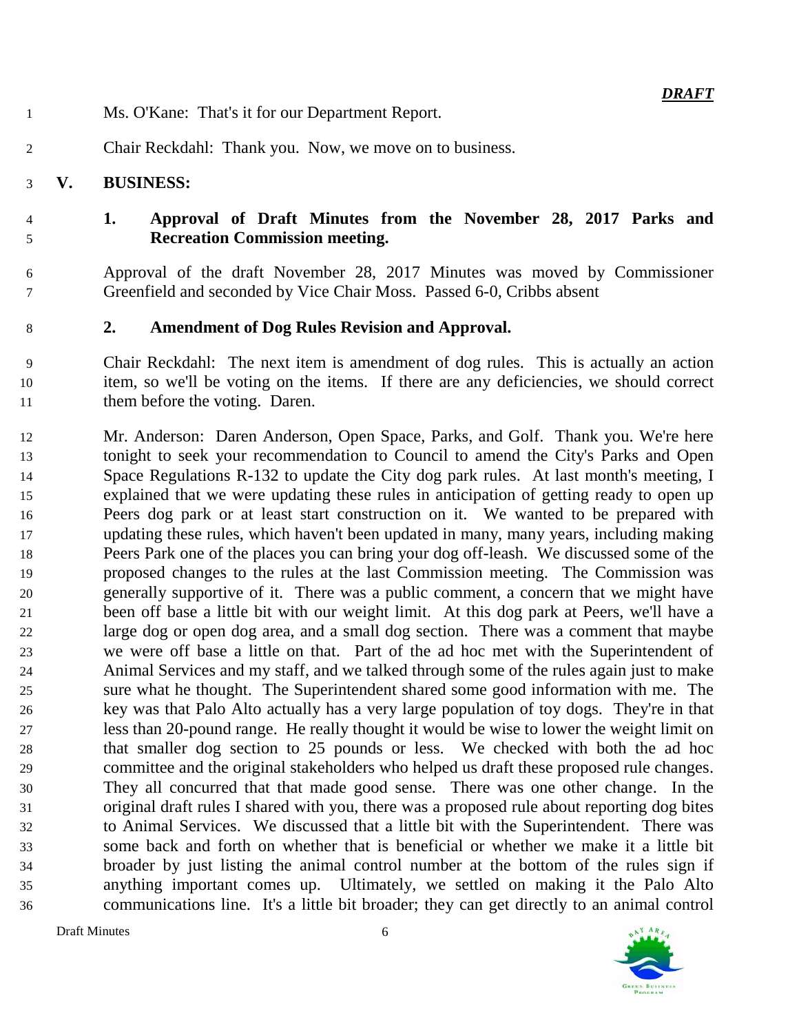*DRAFT*

Ms. O'Kane: That's it for our Department Report.

Chair Reckdahl: Thank you. Now, we move on to business.

## V. BUSINESS:

### 1. Approval of Draft Minutes from the November 28, 2017 Parks and Recreation Commission meeting.

Approval of the draft November 28, 2017 Minutes was moved by Commissioner Greenfield and seconded by Vice Chair Moss. Passed 6-0, Cribbs absent

### 2. Amendment of Dog Rules Revision and Approval.

Chair Reckdahl: The next item is amendment of dog rules. This is actually an action item, so we'll be voting on the items. If there are any deficiencies, we should correct them before the voting. Daren.

Mr. Anderson: Daren Anderson, Open Space, Parks, and Golf. Thank you. We're here tonight to seek your recommendation to Council to amend the City's Parks and Open Space Regulations R-132 to update the City dog park rules. At last month's meeting, I explained that we were updating these rules in anticipation of getting ready to open up Peers dog park or at least start construction on it. We wanted to be prepared with updating these rules, which haven't been updated in many, many years, including making Peers Park one of the places you can bring your dog off-leash. We discussed some of the proposed changes to the rules at the last Commission meeting. The Commission was generally supportive of it. There was a public comment, a concern that we might have been off base a little bit with our weight limit. At this dog park at Peers, we'll have a large dog or open dog area, and a small dog section. There was a comment that maybe we were off base a little on that. Part of the ad hoc met with the Superintendent of Animal Services and my staff, and we talked through some of the rules again just to make sure what he thought. The Superintendent shared some good information with me. The key was that Palo Alto actually has a very large population of toy dogs. They're in that less than 20-pound range. He really thought it would be wise to lower the weight limit on that smaller dog section to 25 pounds or less. We checked with both the ad hoc committee and the original stakeholders who helped us draft these proposed rule changes. They all concurred that that made good sense. There was one other change. In the original draft rules I shared with you, there was a proposed rule about reporting dog bites to Animal Services. We discussed that a little bit with the Superintendent. There was some back and forth on whether that is beneficial or whether we make it a little bit broader by just listing the animal control number at the bottom of the rules sign if anything important comes up. Ultimately, we settled on making it the Palo Alto communications line. It's a little bit broader; they can get directly to an animal control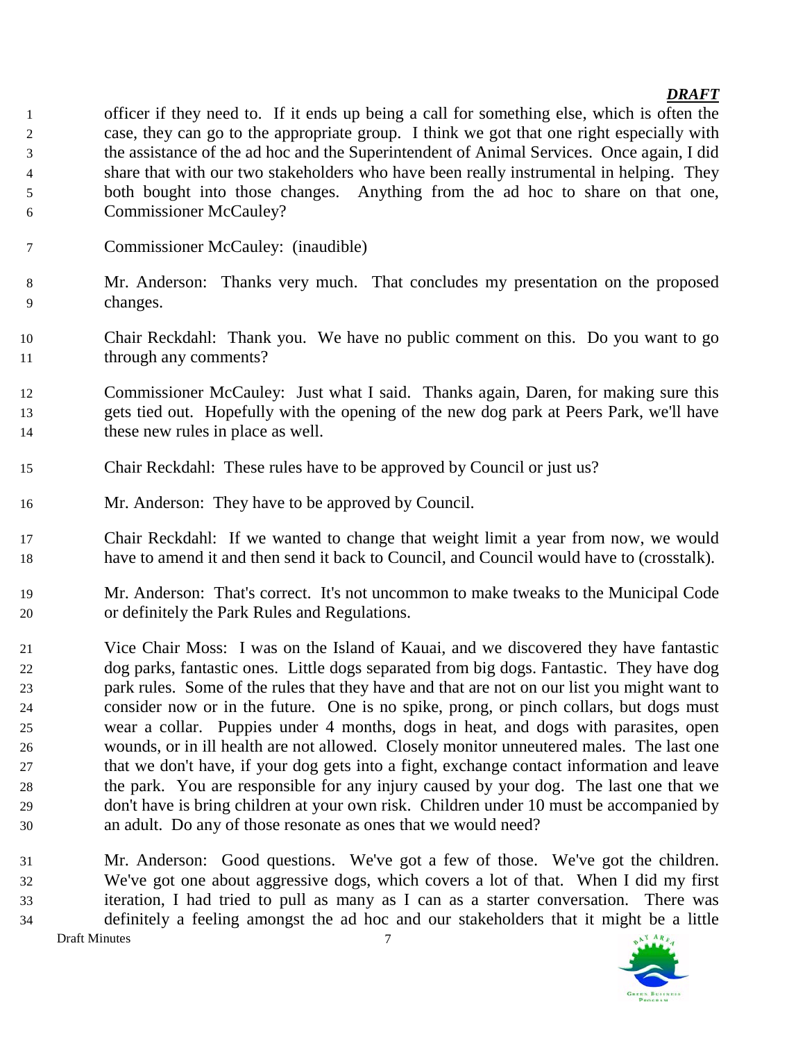officer if they need to. If it ends up being a call for something else, which is often the case, they can go to the appropriate group. I think we got that one right especially with the assistance of the ad hoc and the Superintendent of Animal Services. Once again, I did share that with our two stakeholders who have been really instrumental in helping. They both bought into those changes. Anything from the ad hoc to share on that one, Commissioner McCauley?

Commissioner McCauley: (inaudible)

Mr. Anderson: Thanks very much. That concludes my presentation on the proposed changes.

Chair Reckdahl: Thank you. We have no public comment on this. Do you want to go through any comments?

Commissioner McCauley: Just what I said. Thanks again, Daren, for making sure this gets tied out. Hopefully with the opening of the new dog park at Peers Park, we'll have these new rules in place as well.

Chair Reckdahl: These rules have to be approved by Council or just us?

Mr. Anderson: They have to be approved by Council.

Chair Reckdahl: If we wanted to change that weight limit a year from now, we would have to amend it and then send it back to Council, and Council would have to (crosstalk).

Mr. Anderson: That's correct. It's not uncommon to make tweaks to the Municipal Code or definitely the Park Rules and Regulations.

Vice Chair Moss: I was on the Island of Kauai, and we discovered they have fantastic dog parks, fantastic ones. Little dogs separated from big dogs. Fantastic. They have dog park rules. Some of the rules that they have and that are not on our list you might want to consider now or in the future. One is no spike, prong, or pinch collars, but dogs must wear a collar. Puppies under 4 months, dogs in heat, and dogs with parasites, open wounds, or in ill health are not allowed. Closely monitor unneutered males. The last one that we don't have, if your dog gets into a fight, exchange contact information and leave the park. You are responsible for any injury caused by your dog. The last one that we don't have is bring children at your own risk. Children under 10 must be accompanied by an adult. Do any of those resonate as ones that we would need?

Mr. Anderson: Good questions. We've got a few of those. We've got the children. We've got one about aggressive dogs, which covers a lot of that. When I did my first iteration, I had tried to pull as many as I can as a starter conversation. There was definitely a feeling amongst the ad hoc and our stakeholders that it might be a little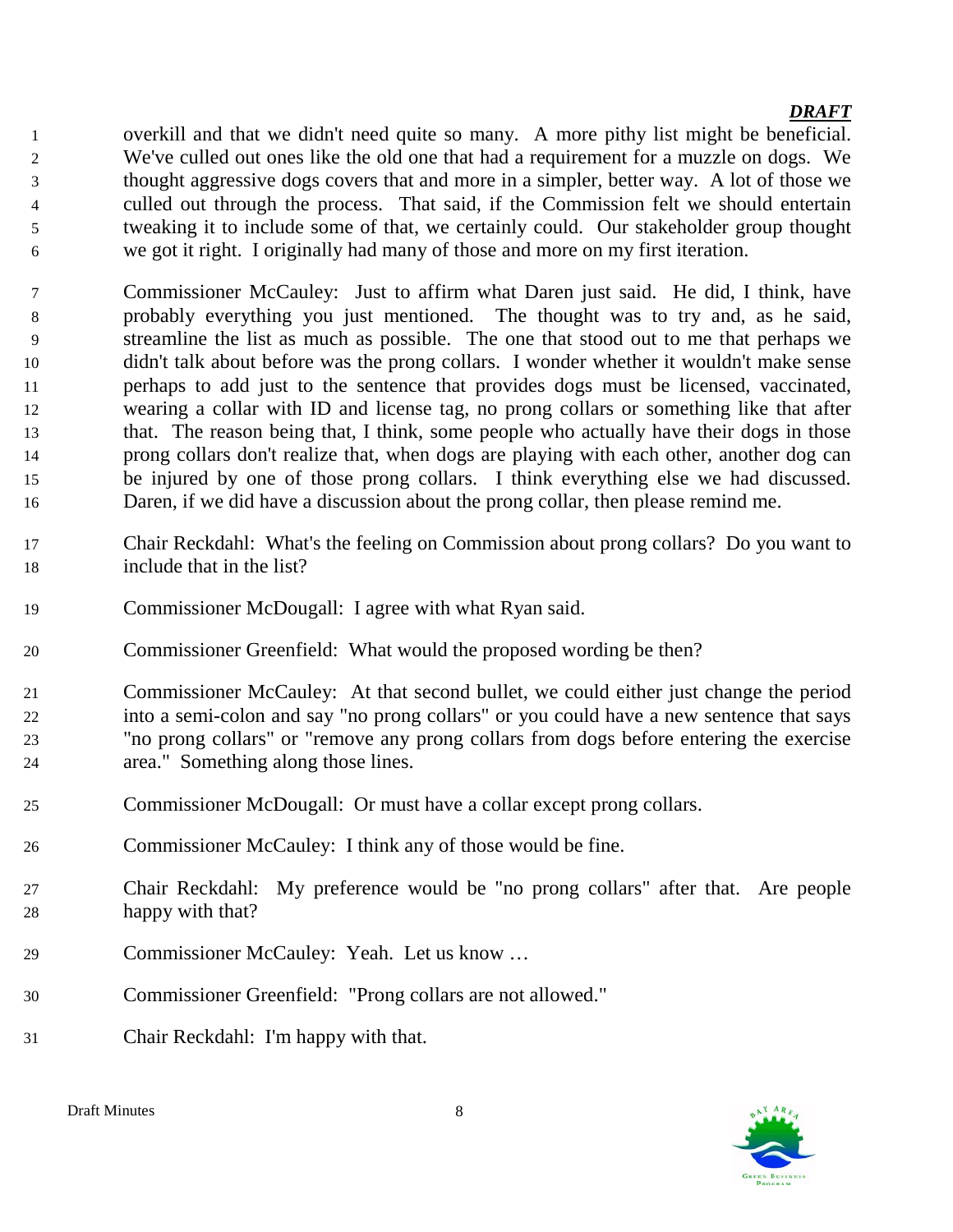overkill and that we didn't need quite so many. A more pithy list might be beneficial. We've culled out ones like the old one that had a requirement for a muzzle on dogs. We thought aggressive dogs covers that and more in a simpler, better way. A lot of those we culled out through the process. That said, if the Commission felt we should entertain tweaking it to include some of that, we certainly could. Our stakeholder group thought we got it right. I originally had many of those and more on my first iteration.

Commissioner McCauley: Just to affirm what Daren just said. He did, I think, have probably everything you just mentioned. The thought was to try and, as he said, streamline the list as much as possible. The one that stood out to me that perhaps we didn't talk about before was the prong collars. I wonder whether it wouldn't make sense perhaps to add just to the sentence that provides dogs must be licensed, vaccinated, wearing a collar with ID and license tag, no prong collars or something like that after that. The reason being that, I think, some people who actually have their dogs in those prong collars don't realize that, when dogs are playing with each other, another dog can be injured by one of those prong collars. I think everything else we had discussed. Daren, if we did have a discussion about the prong collar, then please remind me.

Chair Reckdahl: What's the feeling on Commission about prong collars? Do you want to include that in the list?

Commissioner McDougall: I agree with what Ryan said.

Commissioner Greenfield: What would the proposed wording be then?

Commissioner McCauley: At that second bullet, we could either just change the period into a semi-colon and say "no prong collars" or you could have a new sentence that says "no prong collars" or "remove any prong collars from dogs before entering the exercise area." Something along those lines.

Commissioner McDougall: Or must have a collar except prong collars.

Commissioner McCauley: I think any of those would be fine.

Chair Reckdahl: My preference would be "no prong collars" after that. Are people happy with that?

Commissioner McCauley: Yeah. Let us know …

Commissioner Greenfield: "Prong collars are not allowed."

Chair Reckdahl: I'm happy with that.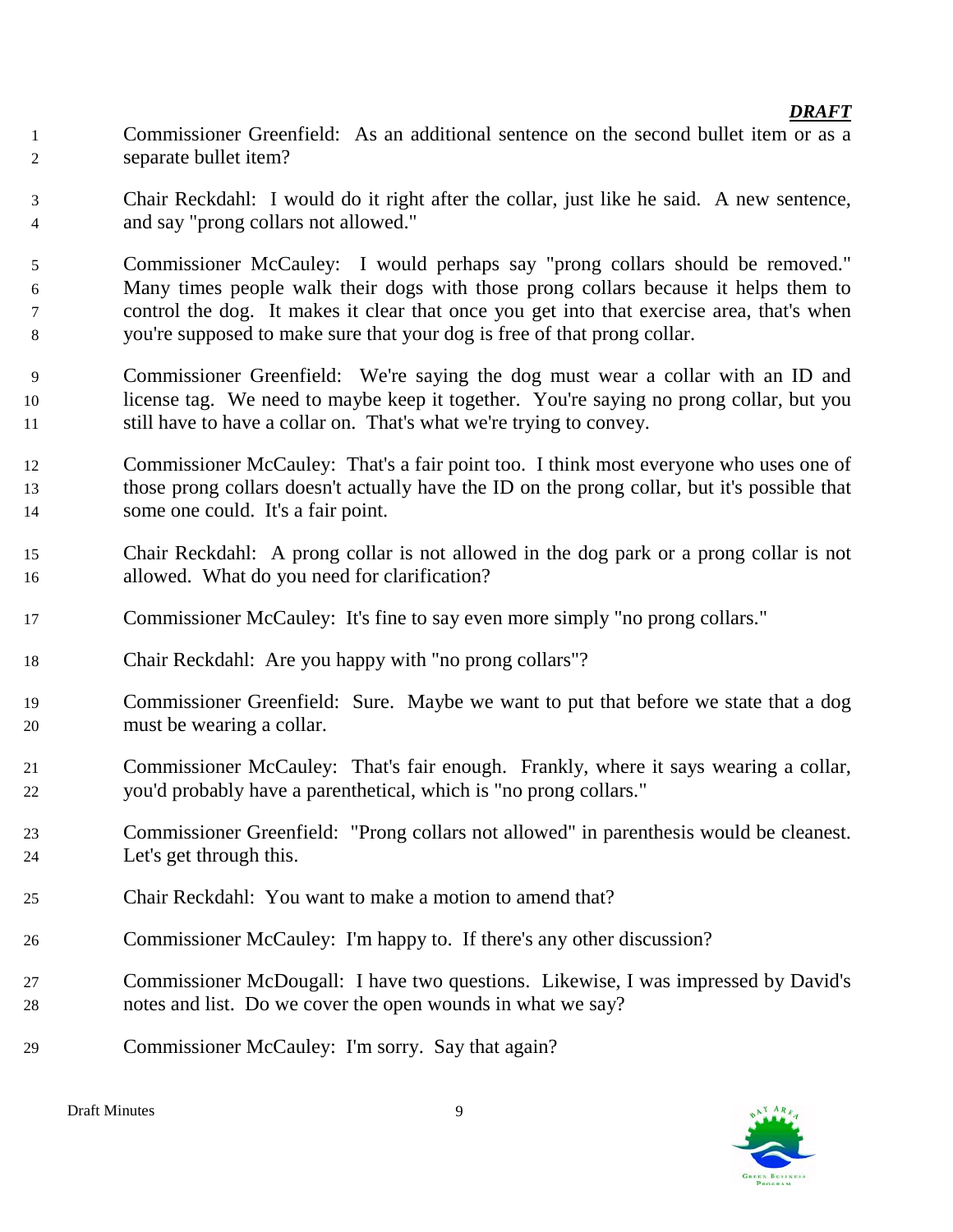Commissioner Greenfield: As an additional sentence on the second bullet item or as a separate bullet item?

Chair Reckdahl: I would do it right after the collar, just like he said. A new sentence, and say "prong collars not allowed."

Commissioner McCauley: I would perhaps say "prong collars should be removed." Many times people walk their dogs with those prong collars because it helps them to control the dog. It makes it clear that once you get into that exercise area, that's when you're supposed to make sure that your dog is free of that prong collar.

Commissioner Greenfield: We're saying the dog must wear a collar with an ID and license tag. We need to maybe keep it together. You're saying no prong collar, but you still have to have a collar on. That's what we're trying to convey.

Commissioner McCauley: That's a fair point too. I think most everyone who uses one of those prong collars doesn't actually have the ID on the prong collar, but it's possible that some one could. It's a fair point.

Chair Reckdahl: A prong collar is not allowed in the dog park or a prong collar is not allowed. What do you need for clarification?

Commissioner McCauley: It's fine to say even more simply "no prong collars."

Chair Reckdahl: Are you happy with "no prong collars"?

Commissioner Greenfield: Sure. Maybe we want to put that before we state that a dog must be wearing a collar.

Commissioner McCauley: That's fair enough. Frankly, where it says wearing a collar, you'd probably have a parenthetical, which is "no prong collars."

Commissioner Greenfield: "Prong collars not allowed" in parenthesis would be cleanest. Let's get through this.

Chair Reckdahl: You want to make a motion to amend that?

Commissioner McCauley: I'm happy to. If there's any other discussion?

Commissioner McDougall: I have two questions. Likewise, I was impressed by David's notes and list. Do we cover the open wounds in what we say?

Commissioner McCauley: I'm sorry. Say that again?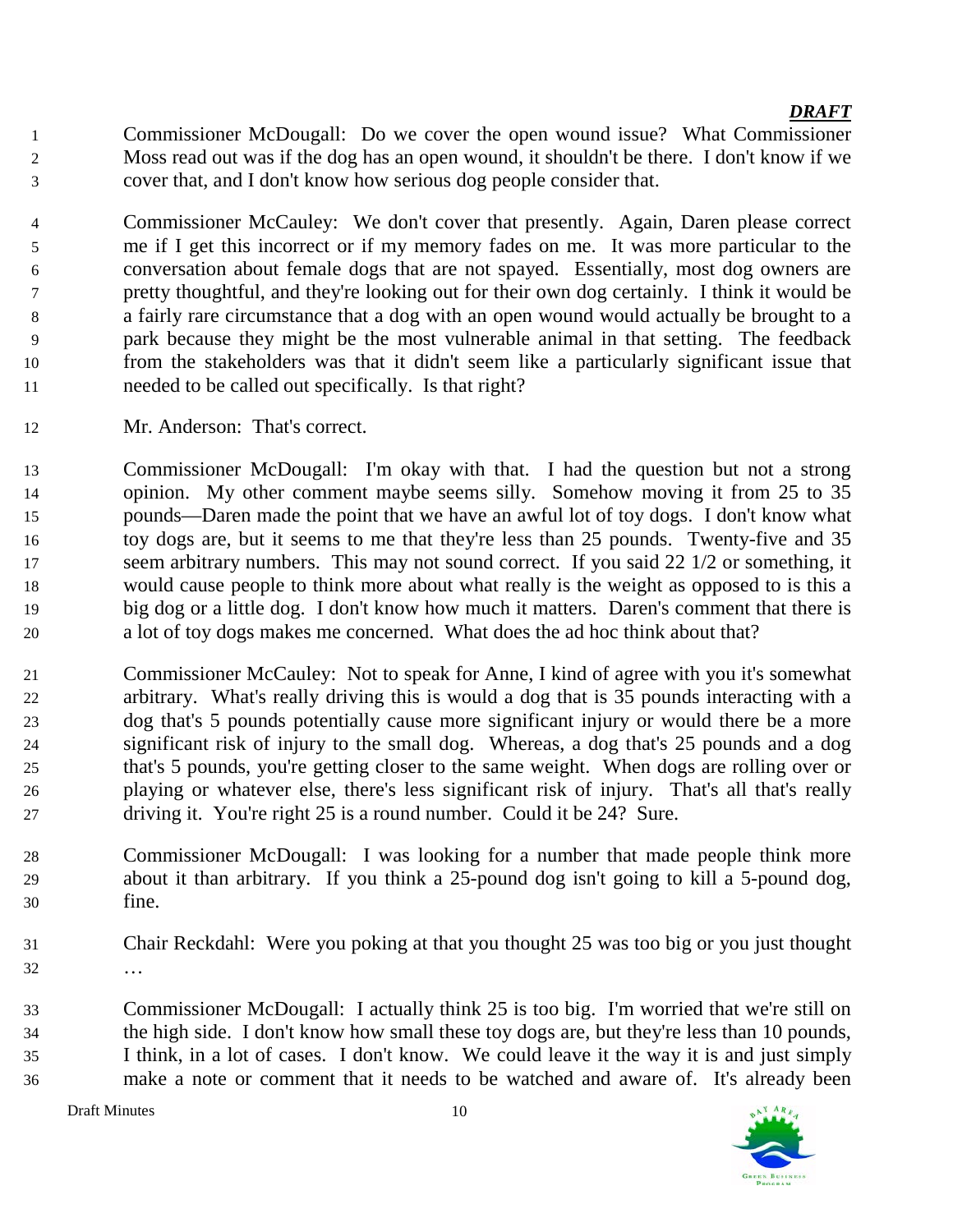Commissioner McDougall: Do we cover the open wound issue? What Commissioner Moss read out was if the dog has an open wound, it shouldn't be there. I don't know if we cover that, and I don't know how serious dog people consider that.

Commissioner McCauley: We don't cover that presently. Again, Daren please correct me if I get this incorrect or if my memory fades on me. It was more particular to the conversation about female dogs that are not spayed. Essentially, most dog owners are pretty thoughtful, and they're looking out for their own dog certainly. I think it would be a fairly rare circumstance that a dog with an open wound would actually be brought to a park because they might be the most vulnerable animal in that setting. The feedback from the stakeholders was that it didn't seem like a particularly significant issue that needed to be called out specifically. Is that right?

Mr. Anderson: That's correct.

Commissioner McDougall: I'm okay with that. I had the question but not a strong opinion. My other comment maybe seems silly. Somehow moving it from 25 to 35 pounds—Daren made the point that we have an awful lot of toy dogs. I don't know what toy dogs are, but it seems to me that they're less than 25 pounds. Twenty-five and 35 seem arbitrary numbers. This may not sound correct. If you said 22 1/2 or something, it would cause people to think more about what really is the weight as opposed to is this a big dog or a little dog. I don't know how much it matters. Daren's comment that there is a lot of toy dogs makes me concerned. What does the ad hoc think about that?

Commissioner McCauley: Not to speak for Anne, I kind of agree with you it's somewhat arbitrary. What's really driving this is would a dog that is 35 pounds interacting with a dog that's 5 pounds potentially cause more significant injury or would there be a more significant risk of injury to the small dog. Whereas, a dog that's 25 pounds and a dog that's 5 pounds, you're getting closer to the same weight. When dogs are rolling over or playing or whatever else, there's less significant risk of injury. That's all that's really driving it. You're right 25 is a round number. Could it be 24? Sure.

Commissioner McDougall: I was looking for a number that made people think more about it than arbitrary. If you think a 25-pound dog isn't going to kill a 5-pound dog, fine.

Chair Reckdahl: Were you poking at that you thought 25 was too big or you just thought …

Commissioner McDougall: I actually think 25 is too big. I'm worried that we're still on the high side. I don't know how small these toy dogs are, but they're less than 10 pounds, I think, in a lot of cases. I don't know. We could leave it the way it is and just simply make a note or comment that it needs to be watched and aware of. It's already been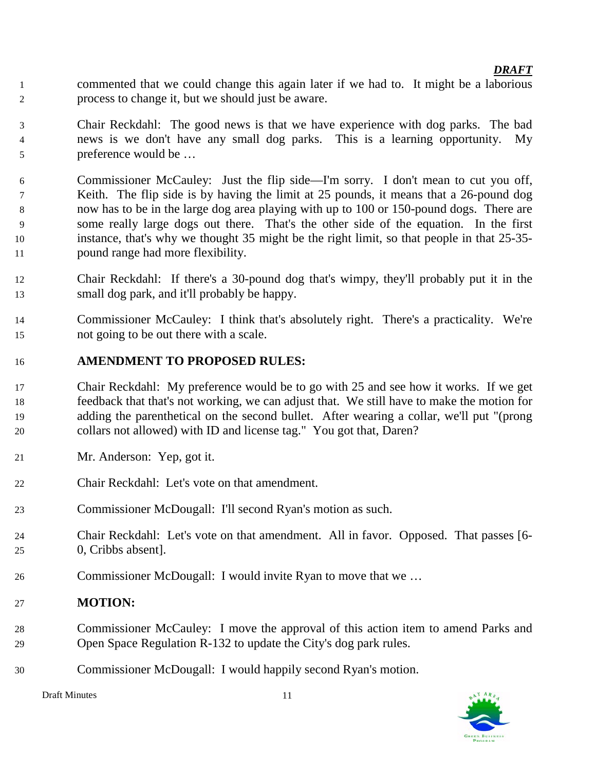commented that we could change this again later if we had to. It might be a laborious process to change it, but we should just be aware.

Chair Reckdahl: The good news is that we have experience with dog parks. The bad news is we don't have any small dog parks. This is a learning opportunity. My preference would be …

Commissioner McCauley: Just the flip side—I'm sorry. I don't mean to cut you off, Keith. The flip side is by having the limit at 25 pounds, it means that a 26-pound dog now has to be in the large dog area playing with up to 100 or 150-pound dogs. There are some really large dogs out there. That's the other side of the equation. In the first instance, that's why we thought 35 might be the right limit, so that people in that 25-35-pound range had more flexibility.

Chair Reckdahl: If there's a 30-pound dog that's wimpy, they'll probably put it in the small dog park, and it'll probably be happy.

Commissioner McCauley: I think that's absolutely right. There's a practicality. We're not going to be out there with a scale.

**AMENDMENT TO PROPOSED RULES:**

Chair Reckdahl: My preference would be to go with 25 and see how it works. If we get feedback that that's not working, we can adjust that. We still have to make the motion for adding the parenthetical on the second bullet. After wearing a collar, we'll put "(prong collars not allowed) with ID and license tag." You got that, Daren?

Mr. Anderson: Yep, got it.

Chair Reckdahl: Let's vote on that amendment.

Commissioner McDougall: I'll second Ryan's motion as such.

Chair Reckdahl: Let's vote on that amendment. All in favor. Opposed. That passes [6-0, Cribbs absent].

Commissioner McDougall: I would invite Ryan to move that we …

**MOTION:**

Commissioner McCauley: I move the approval of this action item to amend Parks and Open Space Regulation R-132 to update the City's dog park rules.

Commissioner McDougall: I would happily second Ryan's motion.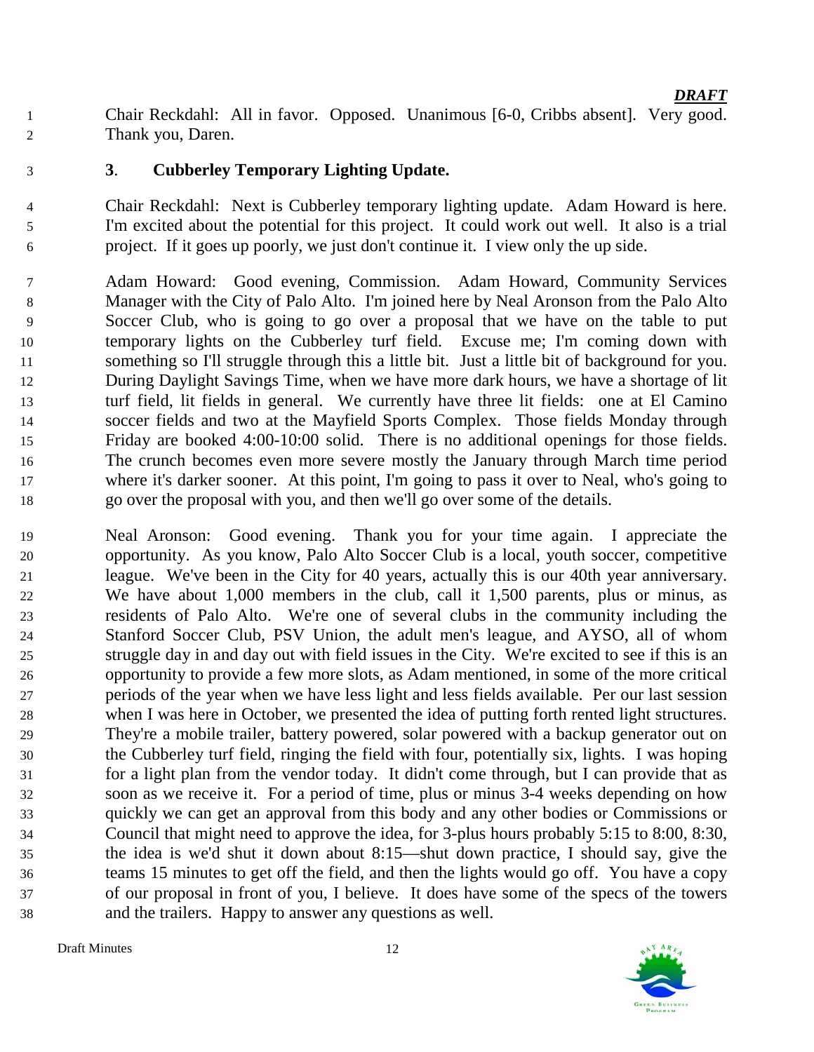Chair Reckdahl: All in favor. Opposed. Unanimous [6-0, Cribbs absent]. Very good. Thank you, Daren.

### 3. Cubberley Temporary Lighting Update.

Chair Reckdahl: Next is Cubberley temporary lighting update. Adam Howard is here. I'm excited about the potential for this project. It could work out well. It also is a trial project. If it goes up poorly, we just don't continue it. I view only the up side.

Adam Howard: Good evening, Commission. Adam Howard, Community Services Manager with the City of Palo Alto. I'm joined here by Neal Aronson from the Palo Alto Soccer Club, who is going to go over a proposal that we have on the table to put temporary lights on the Cubberley turf field. Excuse me; I'm coming down with something so I'll struggle through this a little bit. Just a little bit of background for you. During Daylight Savings Time, when we have more dark hours, we have a shortage of lit turf field, lit fields in general. We currently have three lit fields: one at El Camino soccer fields and two at the Mayfield Sports Complex. Those fields Monday through Friday are booked 4:00-10:00 solid. There is no additional openings for those fields. The crunch becomes even more severe mostly the January through March time period where it's darker sooner. At this point, I'm going to pass it over to Neal, who's going to go over the proposal with you, and then we'll go over some of the details.

Neal Aronson: Good evening. Thank you for your time again. I appreciate the opportunity. As you know, Palo Alto Soccer Club is a local, youth soccer, competitive league. We've been in the City for 40 years, actually this is our 40th year anniversary. We have about 1,000 members in the club, call it 1,500 parents, plus or minus, as residents of Palo Alto. We're one of several clubs in the community including the Stanford Soccer Club, PSV Union, the adult men's league, and AYSO, all of whom struggle day in and day out with field issues in the City. We're excited to see if this is an opportunity to provide a few more slots, as Adam mentioned, in some of the more critical periods of the year when we have less light and less fields available. Per our last session when I was here in October, we presented the idea of putting forth rented light structures. They're a mobile trailer, battery powered, solar powered with a backup generator out on the Cubberley turf field, ringing the field with four, potentially six, lights. I was hoping for a light plan from the vendor today. It didn't come through, but I can provide that as soon as we receive it. For a period of time, plus or minus 3-4 weeks depending on how quickly we can get an approval from this body and any other bodies or Commissions or Council that might need to approve the idea, for 3-plus hours probably 5:15 to 8:00, 8:30, the idea is we'd shut it down about 8:15—shut down practice, I should say, give the teams 15 minutes to get off the field, and then the lights would go off. You have a copy of our proposal in front of you, I believe. It does have some of the specs of the towers and the trailers. Happy to answer any questions as well.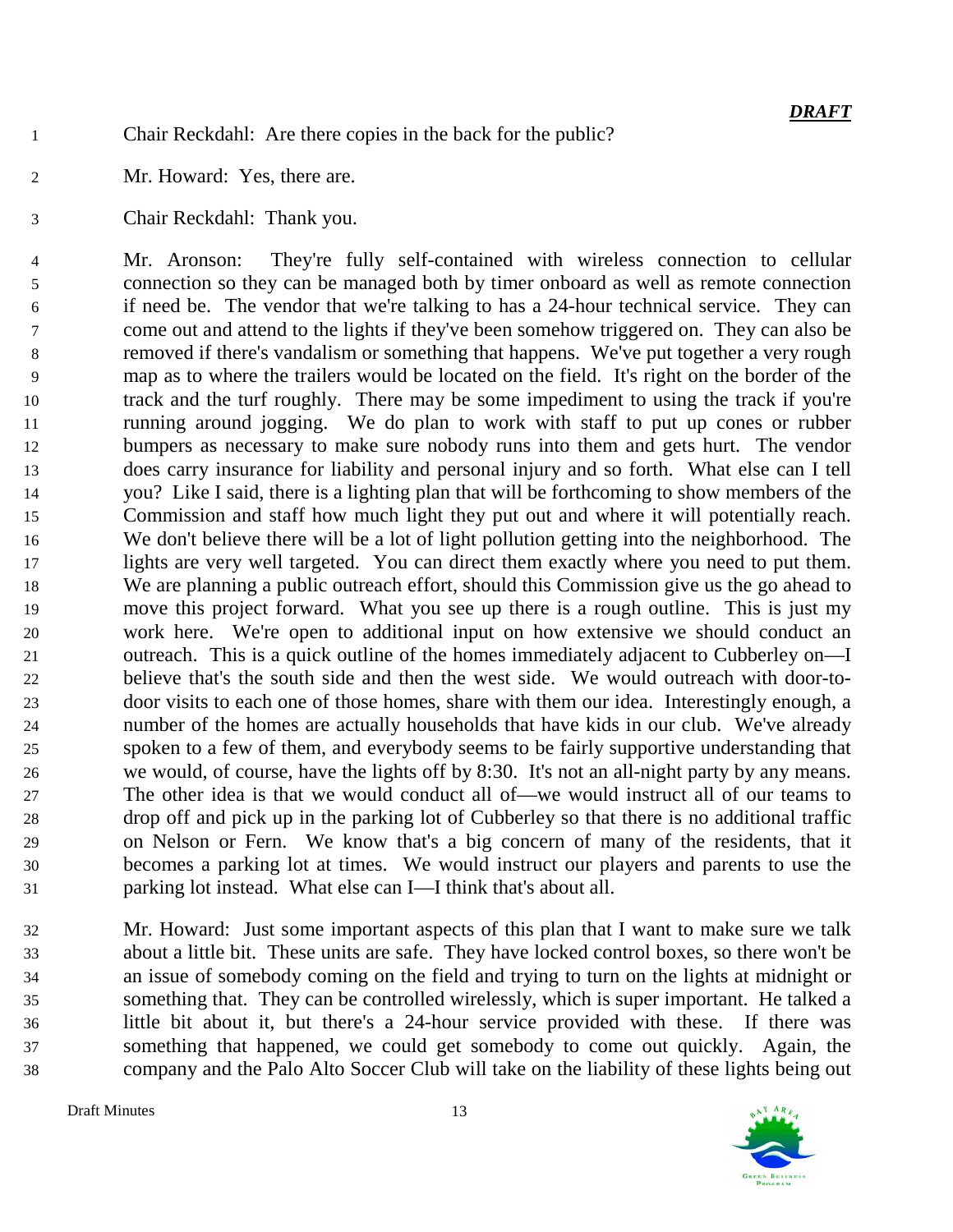Chair Reckdahl: Are there copies in the back for the public?

Mr. Howard: Yes, there are.

Chair Reckdahl: Thank you.

Mr. Aronson: They're fully self-contained with wireless connection to cellular connection so they can be managed both by timer onboard as well as remote connection if need be. The vendor that we're talking to has a 24-hour technical service. They can come out and attend to the lights if they've been somehow triggered on. They can also be removed if there's vandalism or something that happens. We've put together a very rough map as to where the trailers would be located on the field. It's right on the border of the track and the turf roughly. There may be some impediment to using the track if you're running around jogging. We do plan to work with staff to put up cones or rubber bumpers as necessary to make sure nobody runs into them and gets hurt. The vendor does carry insurance for liability and personal injury and so forth. What else can I tell you? Like I said, there is a lighting plan that will be forthcoming to show members of the Commission and staff how much light they put out and where it will potentially reach. We don't believe there will be a lot of light pollution getting into the neighborhood. The lights are very well targeted. You can direct them exactly where you need to put them. We are planning a public outreach effort, should this Commission give us the go ahead to move this project forward. What you see up there is a rough outline. This is just my work here. We're open to additional input on how extensive we should conduct an outreach. This is a quick outline of the homes immediately adjacent to Cubberley on—I believe that's the south side and then the west side. We would outreach with door-to-door visits to each one of those homes, share with them our idea. Interestingly enough, a number of the homes are actually households that have kids in our club. We've already spoken to a few of them, and everybody seems to be fairly supportive understanding that we would, of course, have the lights off by 8:30. It's not an all-night party by any means. The other idea is that we would conduct all of—we would instruct all of our teams to drop off and pick up in the parking lot of Cubberley so that there is no additional traffic on Nelson or Fern. We know that's a big concern of many of the residents, that it becomes a parking lot at times. We would instruct our players and parents to use the parking lot instead. What else can I—I think that's about all.

Mr. Howard: Just some important aspects of this plan that I want to make sure we talk about a little bit. These units are safe. They have locked control boxes, so there won't be an issue of somebody coming on the field and trying to turn on the lights at midnight or something that. They can be controlled wirelessly, which is super important. He talked a little bit about it, but there's a 24-hour service provided with these. If there was something that happened, we could get somebody to come out quickly. Again, the company and the Palo Alto Soccer Club will take on the liability of these lights being out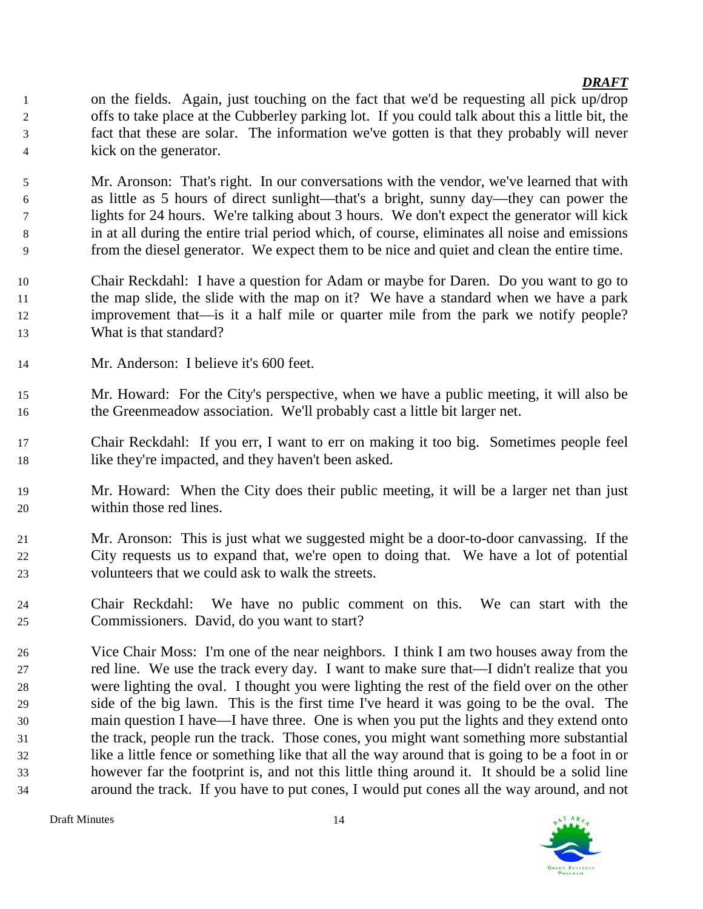on the fields. Again, just touching on the fact that we'd be requesting all pick up/drop offs to take place at the Cubberley parking lot. If you could talk about this a little bit, the fact that these are solar. The information we've gotten is that they probably will never kick on the generator.

Mr. Aronson: That's right. In our conversations with the vendor, we've learned that with as little as 5 hours of direct sunlight—that's a bright, sunny day—they can power the lights for 24 hours. We're talking about 3 hours. We don't expect the generator will kick in at all during the entire trial period which, of course, eliminates all noise and emissions from the diesel generator. We expect them to be nice and quiet and clean the entire time.

Chair Reckdahl: I have a question for Adam or maybe for Daren. Do you want to go to the map slide, the slide with the map on it? We have a standard when we have a park improvement that—is it a half mile or quarter mile from the park we notify people? What is that standard?

Mr. Anderson: I believe it's 600 feet.

Mr. Howard: For the City's perspective, when we have a public meeting, it will also be the Greenmeadow association. We'll probably cast a little bit larger net.

Chair Reckdahl: If you err, I want to err on making it too big. Sometimes people feel like they're impacted, and they haven't been asked.

Mr. Howard: When the City does their public meeting, it will be a larger net than just within those red lines.

Mr. Aronson: This is just what we suggested might be a door-to-door canvassing. If the City requests us to expand that, we're open to doing that. We have a lot of potential volunteers that we could ask to walk the streets.

Chair Reckdahl: We have no public comment on this. We can start with the Commissioners. David, do you want to start?

Vice Chair Moss: I'm one of the near neighbors. I think I am two houses away from the red line. We use the track every day. I want to make sure that—I didn't realize that you were lighting the oval. I thought you were lighting the rest of the field over on the other side of the big lawn. This is the first time I've heard it was going to be the oval. The main question I have—I have three. One is when you put the lights and they extend onto the track, people run the track. Those cones, you might want something more substantial like a little fence or something like that all the way around that is going to be a foot in or however far the footprint is, and not this little thing around it. It should be a solid line around the track. If you have to put cones, I would put cones all the way around, and not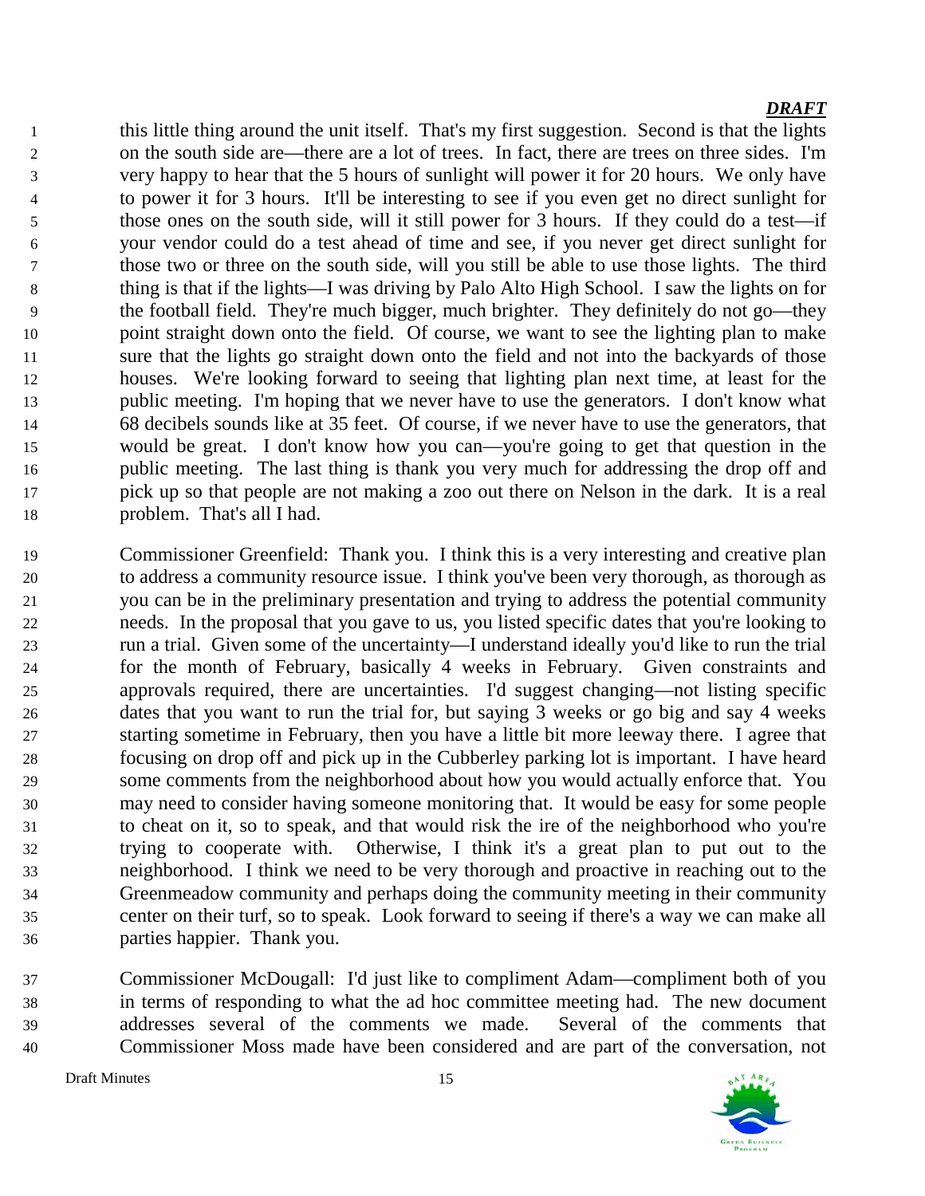this little thing around the unit itself. That's my first suggestion. Second is that the lights on the south side are—there are a lot of trees. In fact, there are trees on three sides. I'm very happy to hear that the 5 hours of sunlight will power it for 20 hours. We only have to power it for 3 hours. It'll be interesting to see if you even get no direct sunlight for those ones on the south side, will it still power for 3 hours. If they could do a test—if your vendor could do a test ahead of time and see, if you never get direct sunlight for those two or three on the south side, will you still be able to use those lights. The third thing is that if the lights—I was driving by Palo Alto High School. I saw the lights on for the football field. They're much bigger, much brighter. They definitely do not go—they point straight down onto the field. Of course, we want to see the lighting plan to make sure that the lights go straight down onto the field and not into the backyards of those houses. We're looking forward to seeing that lighting plan next time, at least for the public meeting. I'm hoping that we never have to use the generators. I don't know what 68 decibels sounds like at 35 feet. Of course, if we never have to use the generators, that would be great. I don't know how you can—you're going to get that question in the public meeting. The last thing is thank you very much for addressing the drop off and pick up so that people are not making a zoo out there on Nelson in the dark. It is a real problem. That's all I had.

Commissioner Greenfield: Thank you. I think this is a very interesting and creative plan to address a community resource issue. I think you've been very thorough, as thorough as you can be in the preliminary presentation and trying to address the potential community needs. In the proposal that you gave to us, you listed specific dates that you're looking to run a trial. Given some of the uncertainty—I understand ideally you'd like to run the trial for the month of February, basically 4 weeks in February. Given constraints and approvals required, there are uncertainties. I'd suggest changing—not listing specific dates that you want to run the trial for, but saying 3 weeks or go big and say 4 weeks starting sometime in February, then you have a little bit more leeway there. I agree that focusing on drop off and pick up in the Cubberley parking lot is important. I have heard some comments from the neighborhood about how you would actually enforce that. You may need to consider having someone monitoring that. It would be easy for some people to cheat on it, so to speak, and that would risk the ire of the neighborhood who you're trying to cooperate with. Otherwise, I think it's a great plan to put out to the neighborhood. I think we need to be very thorough and proactive in reaching out to the Greenmeadow community and perhaps doing the community meeting in their community center on their turf, so to speak. Look forward to seeing if there's a way we can make all parties happier. Thank you.

Commissioner McDougall: I'd just like to compliment Adam—compliment both of you in terms of responding to what the ad hoc committee meeting had. The new document addresses several of the comments we made. Several of the comments that Commissioner Moss made have been considered and are part of the conversation, not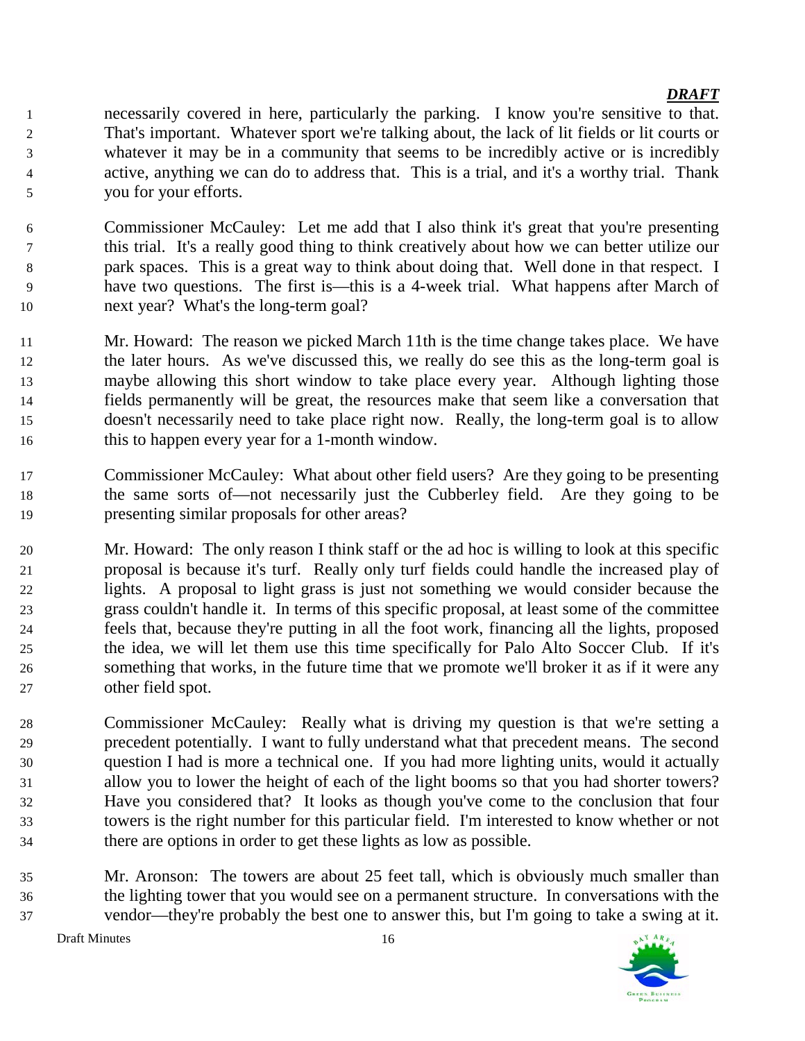necessarily covered in here, particularly the parking. I know you're sensitive to that. That's important. Whatever sport we're talking about, the lack of lit fields or lit courts or whatever it may be in a community that seems to be incredibly active or is incredibly active, anything we can do to address that. This is a trial, and it's a worthy trial. Thank you for your efforts.

Commissioner McCauley: Let me add that I also think it's great that you're presenting this trial. It's a really good thing to think creatively about how we can better utilize our park spaces. This is a great way to think about doing that. Well done in that respect. I have two questions. The first is—this is a 4-week trial. What happens after March of next year? What's the long-term goal?

Mr. Howard: The reason we picked March 11th is the time change takes place. We have the later hours. As we've discussed this, we really do see this as the long-term goal is maybe allowing this short window to take place every year. Although lighting those fields permanently will be great, the resources make that seem like a conversation that doesn't necessarily need to take place right now. Really, the long-term goal is to allow this to happen every year for a 1-month window.

Commissioner McCauley: What about other field users? Are they going to be presenting the same sorts of—not necessarily just the Cubberley field. Are they going to be presenting similar proposals for other areas?

Mr. Howard: The only reason I think staff or the ad hoc is willing to look at this specific proposal is because it's turf. Really only turf fields could handle the increased play of lights. A proposal to light grass is just not something we would consider because the grass couldn't handle it. In terms of this specific proposal, at least some of the committee feels that, because they're putting in all the foot work, financing all the lights, proposed the idea, we will let them use this time specifically for Palo Alto Soccer Club. If it's something that works, in the future time that we promote we'll broker it as if it were any other field spot.

Commissioner McCauley: Really what is driving my question is that we're setting a precedent potentially. I want to fully understand what that precedent means. The second question I had is more a technical one. If you had more lighting units, would it actually allow you to lower the height of each of the light booms so that you had shorter towers? Have you considered that? It looks as though you've come to the conclusion that four towers is the right number for this particular field. I'm interested to know whether or not there are options in order to get these lights as low as possible.

Mr. Aronson: The towers are about 25 feet tall, which is obviously much smaller than the lighting tower that you would see on a permanent structure. In conversations with the vendor—they're probably the best one to answer this, but I'm going to take a swing at it.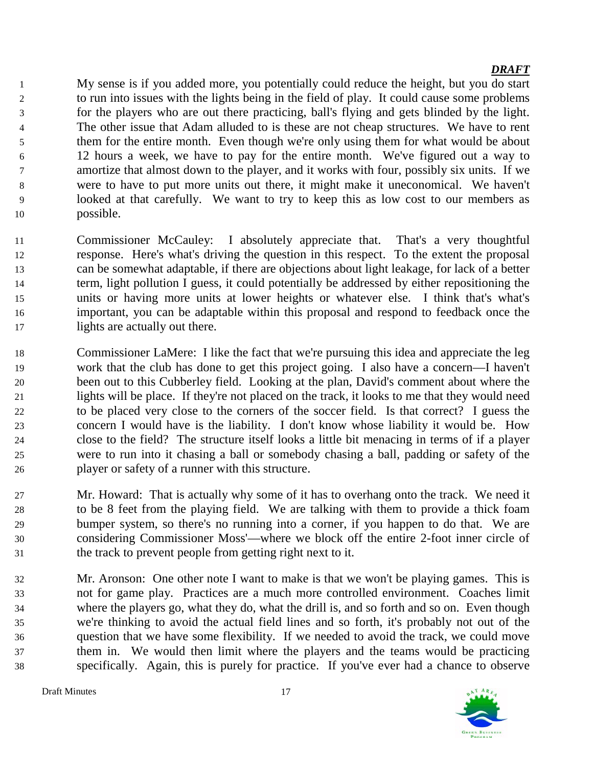My sense is if you added more, you potentially could reduce the height, but you do start to run into issues with the lights being in the field of play. It could cause some problems for the players who are out there practicing, ball's flying and gets blinded by the light. The other issue that Adam alluded to is these are not cheap structures. We have to rent them for the entire month. Even though we're only using them for what would be about 12 hours a week, we have to pay for the entire month. We've figured out a way to amortize that almost down to the player, and it works with four, possibly six units. If we were to have to put more units out there, it might make it uneconomical. We haven't looked at that carefully. We want to try to keep this as low cost to our members as possible.

Commissioner McCauley: I absolutely appreciate that. That's a very thoughtful response. Here's what's driving the question in this respect. To the extent the proposal can be somewhat adaptable, if there are objections about light leakage, for lack of a better term, light pollution I guess, it could potentially be addressed by either repositioning the units or having more units at lower heights or whatever else. I think that's what's important, you can be adaptable within this proposal and respond to feedback once the lights are actually out there.

Commissioner LaMere: I like the fact that we're pursuing this idea and appreciate the leg work that the club has done to get this project going. I also have a concern—I haven't been out to this Cubberley field. Looking at the plan, David's comment about where the lights will be place. If they're not placed on the track, it looks to me that they would need to be placed very close to the corners of the soccer field. Is that correct? I guess the concern I would have is the liability. I don't know whose liability it would be. How close to the field? The structure itself looks a little bit menacing in terms of if a player were to run into it chasing a ball or somebody chasing a ball, padding or safety of the player or safety of a runner with this structure.

Mr. Howard: That is actually why some of it has to overhang onto the track. We need it to be 8 feet from the playing field. We are talking with them to provide a thick foam bumper system, so there's no running into a corner, if you happen to do that. We are considering Commissioner Moss'—where we block off the entire 2-foot inner circle of the track to prevent people from getting right next to it.

Mr. Aronson: One other note I want to make is that we won't be playing games. This is not for game play. Practices are a much more controlled environment. Coaches limit where the players go, what they do, what the drill is, and so forth and so on. Even though we're thinking to avoid the actual field lines and so forth, it's probably not out of the question that we have some flexibility. If we needed to avoid the track, we could move them in. We would then limit where the players and the teams would be practicing specifically. Again, this is purely for practice. If you've ever had a chance to observe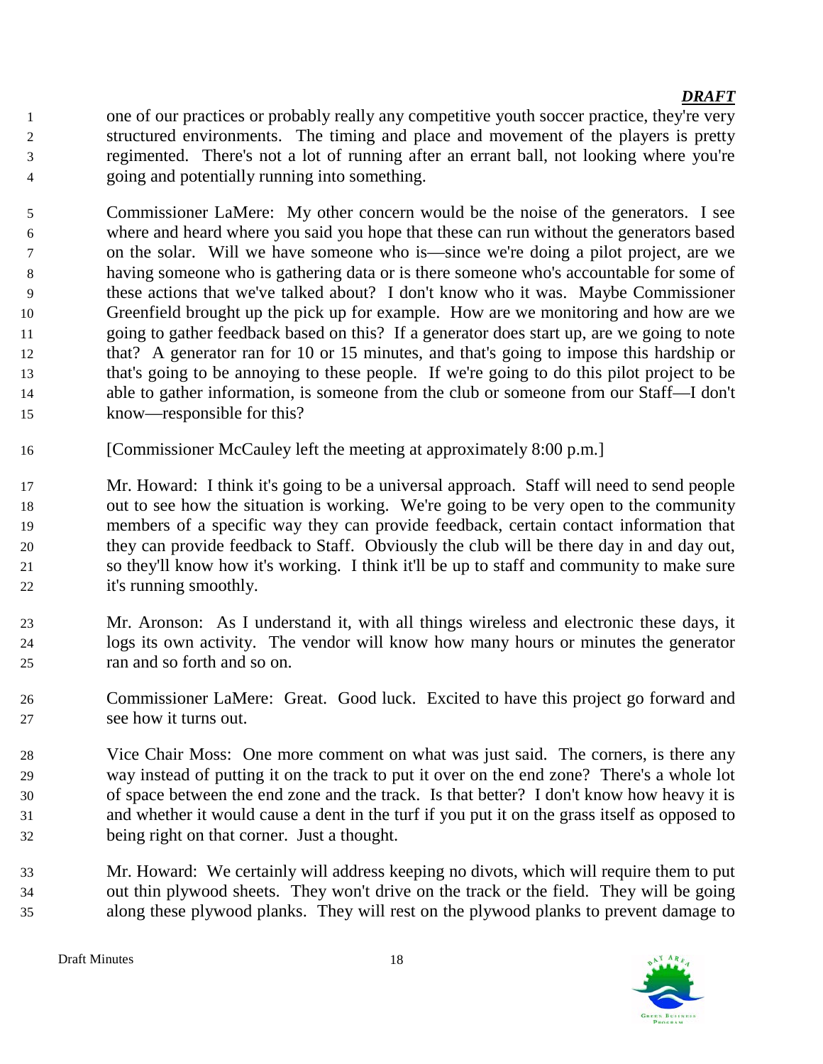one of our practices or probably really any competitive youth soccer practice, they're very structured environments. The timing and place and movement of the players is pretty regimented. There's not a lot of running after an errant ball, not looking where you're going and potentially running into something.

Commissioner LaMere: My other concern would be the noise of the generators. I see where and heard where you said you hope that these can run without the generators based on the solar. Will we have someone who is—since we're doing a pilot project, are we having someone who is gathering data or is there someone who's accountable for some of these actions that we've talked about? I don't know who it was. Maybe Commissioner Greenfield brought up the pick up for example. How are we monitoring and how are we going to gather feedback based on this? If a generator does start up, are we going to note that? A generator ran for 10 or 15 minutes, and that's going to impose this hardship or that's going to be annoying to these people. If we're going to do this pilot project to be able to gather information, is someone from the club or someone from our Staff—I don't know—responsible for this?

[Commissioner McCauley left the meeting at approximately 8:00 p.m.]

Mr. Howard: I think it's going to be a universal approach. Staff will need to send people out to see how the situation is working. We're going to be very open to the community members of a specific way they can provide feedback, certain contact information that they can provide feedback to Staff. Obviously the club will be there day in and day out, so they'll know how it's working. I think it'll be up to staff and community to make sure it's running smoothly.

Mr. Aronson: As I understand it, with all things wireless and electronic these days, it logs its own activity. The vendor will know how many hours or minutes the generator ran and so forth and so on.

Commissioner LaMere: Great. Good luck. Excited to have this project go forward and see how it turns out.

Vice Chair Moss: One more comment on what was just said. The corners, is there any way instead of putting it on the track to put it over on the end zone? There's a whole lot of space between the end zone and the track. Is that better? I don't know how heavy it is and whether it would cause a dent in the turf if you put it on the grass itself as opposed to being right on that corner. Just a thought.

Mr. Howard: We certainly will address keeping no divots, which will require them to put out thin plywood sheets. They won't drive on the track or the field. They will be going along these plywood planks. They will rest on the plywood planks to prevent damage to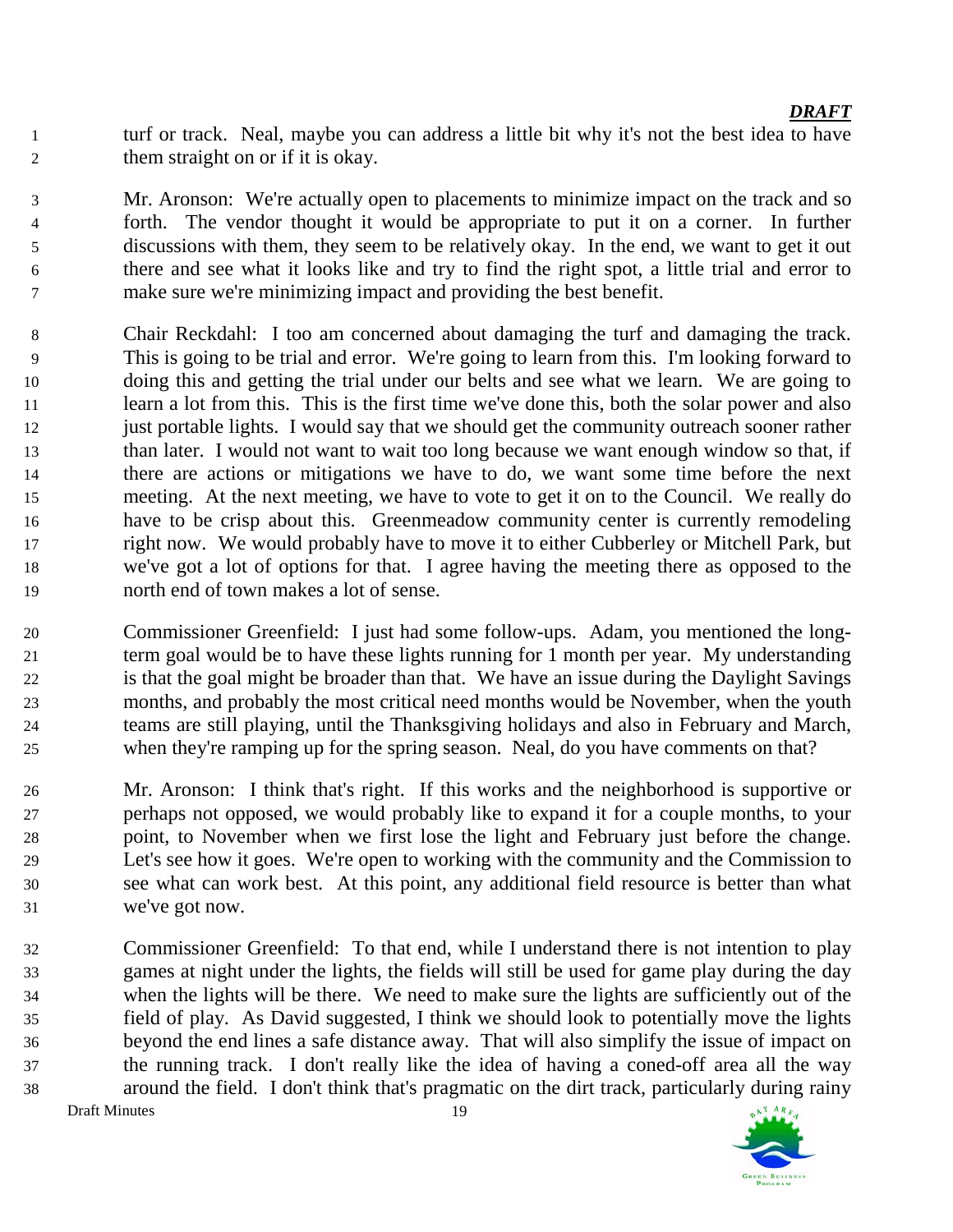turf or track. Neal, maybe you can address a little bit why it's not the best idea to have them straight on or if it is okay.

Mr. Aronson: We're actually open to placements to minimize impact on the track and so forth. The vendor thought it would be appropriate to put it on a corner. In further discussions with them, they seem to be relatively okay. In the end, we want to get it out there and see what it looks like and try to find the right spot, a little trial and error to make sure we're minimizing impact and providing the best benefit.

Chair Reckdahl: I too am concerned about damaging the turf and damaging the track. This is going to be trial and error. We're going to learn from this. I'm looking forward to doing this and getting the trial under our belts and see what we learn. We are going to learn a lot from this. This is the first time we've done this, both the solar power and also just portable lights. I would say that we should get the community outreach sooner rather than later. I would not want to wait too long because we want enough window so that, if there are actions or mitigations we have to do, we want some time before the next meeting. At the next meeting, we have to vote to get it on to the Council. We really do have to be crisp about this. Greenmeadow community center is currently remodeling right now. We would probably have to move it to either Cubberley or Mitchell Park, but we've got a lot of options for that. I agree having the meeting there as opposed to the north end of town makes a lot of sense.

Commissioner Greenfield: I just had some follow-ups. Adam, you mentioned the long-term goal would be to have these lights running for 1 month per year. My understanding is that the goal might be broader than that. We have an issue during the Daylight Savings months, and probably the most critical need months would be November, when the youth teams are still playing, until the Thanksgiving holidays and also in February and March, when they're ramping up for the spring season. Neal, do you have comments on that?

Mr. Aronson: I think that's right. If this works and the neighborhood is supportive or perhaps not opposed, we would probably like to expand it for a couple months, to your point, to November when we first lose the light and February just before the change. Let's see how it goes. We're open to working with the community and the Commission to see what can work best. At this point, any additional field resource is better than what we've got now.

Commissioner Greenfield: To that end, while I understand there is not intention to play games at night under the lights, the fields will still be used for game play during the day when the lights will be there. We need to make sure the lights are sufficiently out of the field of play. As David suggested, I think we should look to potentially move the lights beyond the end lines a safe distance away. That will also simplify the issue of impact on the running track. I don't really like the idea of having a coned-off area all the way around the field. I don't think that's pragmatic on the dirt track, particularly during rainy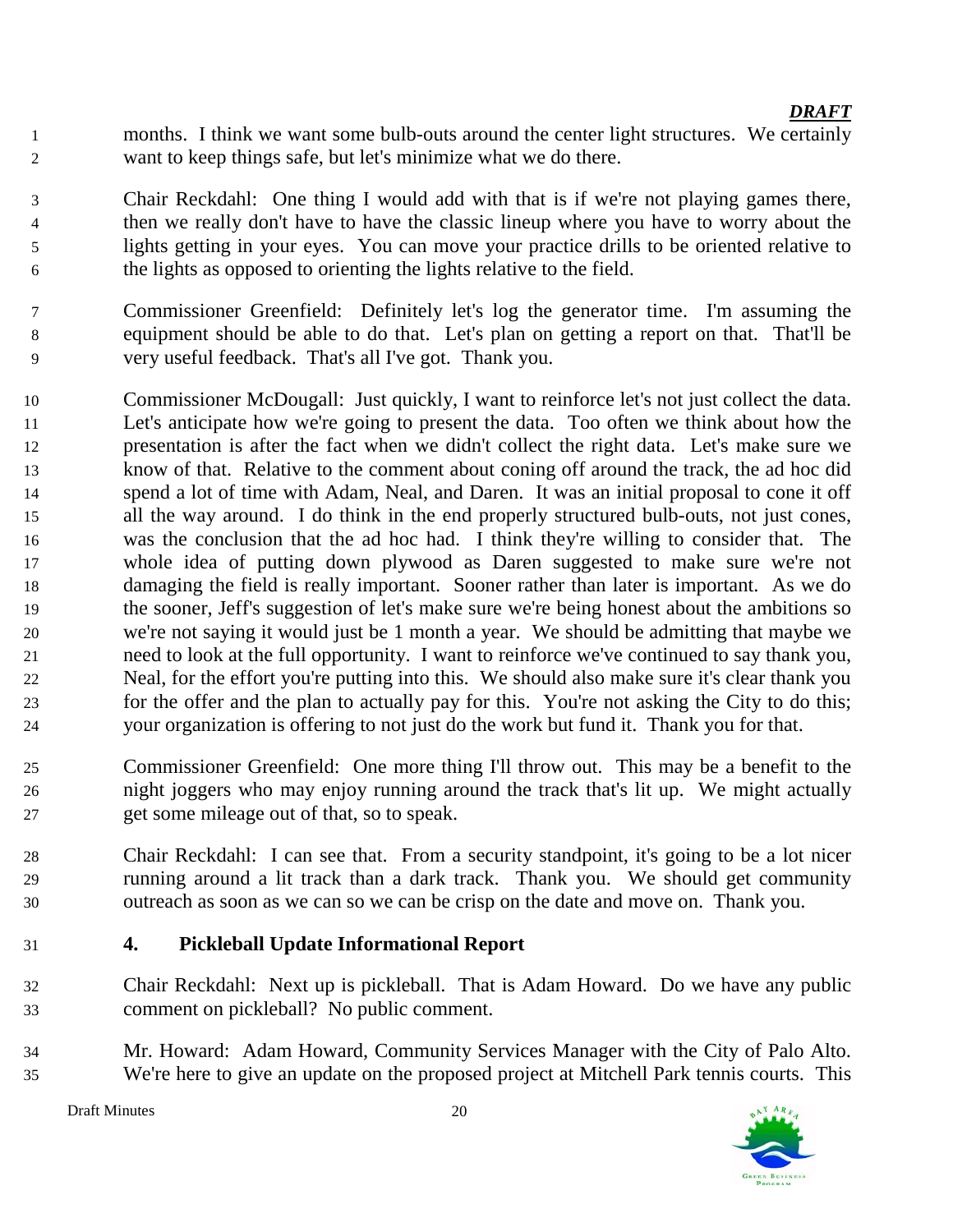months. I think we want some bulb-outs around the center light structures. We certainly want to keep things safe, but let's minimize what we do there.

Chair Reckdahl: One thing I would add with that is if we're not playing games there, then we really don't have to have the classic lineup where you have to worry about the lights getting in your eyes. You can move your practice drills to be oriented relative to the lights as opposed to orienting the lights relative to the field.

Commissioner Greenfield: Definitely let's log the generator time. I'm assuming the equipment should be able to do that. Let's plan on getting a report on that. That'll be very useful feedback. That's all I've got. Thank you.

Commissioner McDougall: Just quickly, I want to reinforce let's not just collect the data. Let's anticipate how we're going to present the data. Too often we think about how the presentation is after the fact when we didn't collect the right data. Let's make sure we know of that. Relative to the comment about coning off around the track, the ad hoc did spend a lot of time with Adam, Neal, and Daren. It was an initial proposal to cone it off all the way around. I do think in the end properly structured bulb-outs, not just cones, was the conclusion that the ad hoc had. I think they're willing to consider that. The whole idea of putting down plywood as Daren suggested to make sure we're not damaging the field is really important. Sooner rather than later is important. As we do the sooner, Jeff's suggestion of let's make sure we're being honest about the ambitions so we're not saying it would just be 1 month a year. We should be admitting that maybe we need to look at the full opportunity. I want to reinforce we've continued to say thank you, Neal, for the effort you're putting into this. We should also make sure it's clear thank you for the offer and the plan to actually pay for this. You're not asking the City to do this; your organization is offering to not just do the work but fund it. Thank you for that.

Commissioner Greenfield: One more thing I'll throw out. This may be a benefit to the night joggers who may enjoy running around the track that's lit up. We might actually get some mileage out of that, so to speak.

Chair Reckdahl: I can see that. From a security standpoint, it's going to be a lot nicer running around a lit track than a dark track. Thank you. We should get community outreach as soon as we can so we can be crisp on the date and move on. Thank you.

## 4. Pickleball Update Informational Report

Chair Reckdahl: Next up is pickleball. That is Adam Howard. Do we have any public comment on pickleball? No public comment.

Mr. Howard: Adam Howard, Community Services Manager with the City of Palo Alto. We're here to give an update on the proposed project at Mitchell Park tennis courts. This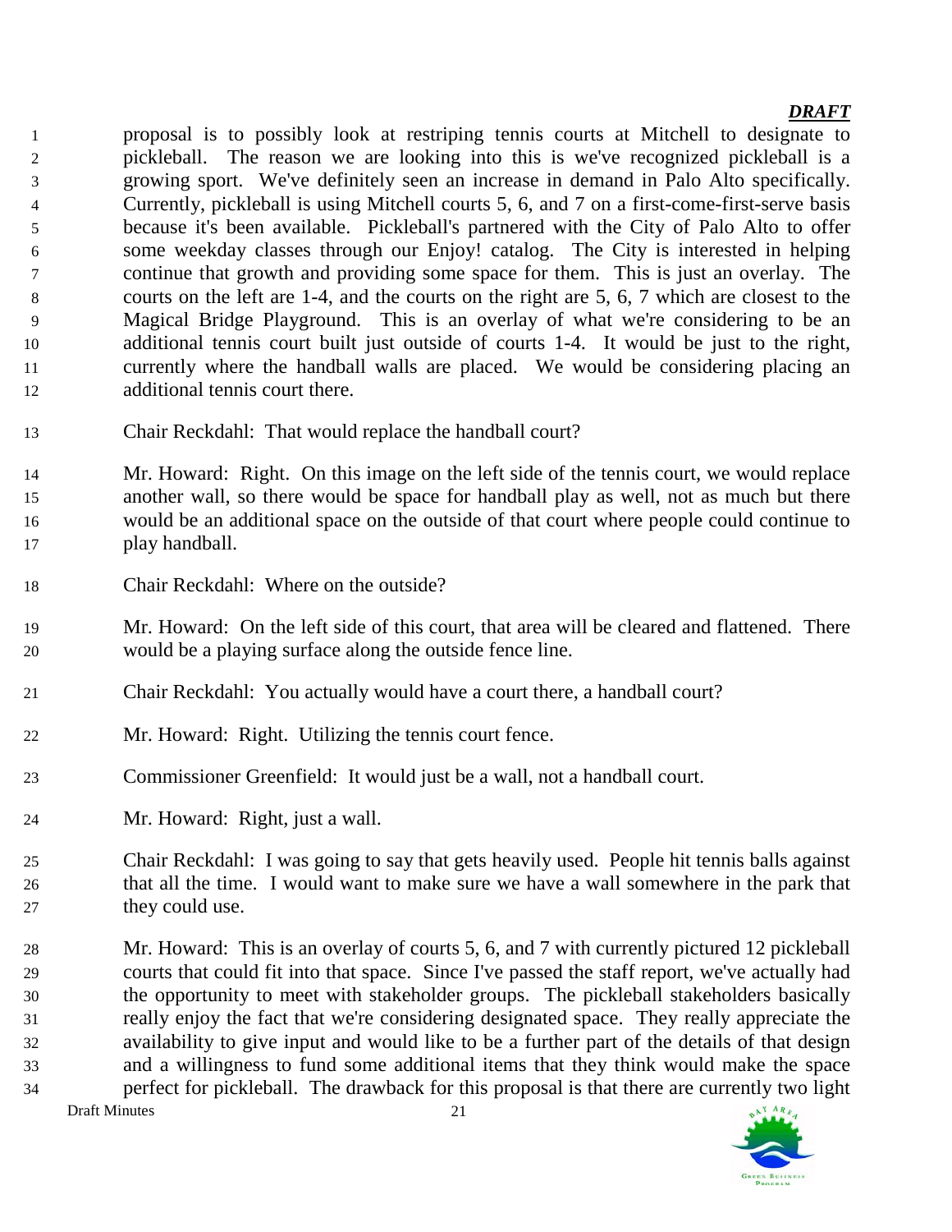proposal is to possibly look at restriping tennis courts at Mitchell to designate to pickleball. The reason we are looking into this is we've recognized pickleball is a growing sport. We've definitely seen an increase in demand in Palo Alto specifically. Currently, pickleball is using Mitchell courts 5, 6, and 7 on a first-come-first-serve basis because it's been available. Pickleball's partnered with the City of Palo Alto to offer some weekday classes through our Enjoy! catalog. The City is interested in helping continue that growth and providing some space for them. This is just an overlay. The courts on the left are 1-4, and the courts on the right are 5, 6, 7 which are closest to the Magical Bridge Playground. This is an overlay of what we're considering to be an additional tennis court built just outside of courts 1-4. It would be just to the right, currently where the handball walls are placed. We would be considering placing an additional tennis court there.

Chair Reckdahl: That would replace the handball court?

Mr. Howard: Right. On this image on the left side of the tennis court, we would replace another wall, so there would be space for handball play as well, not as much but there would be an additional space on the outside of that court where people could continue to play handball.

Chair Reckdahl: Where on the outside?

Mr. Howard: On the left side of this court, that area will be cleared and flattened. There would be a playing surface along the outside fence line.

Chair Reckdahl: You actually would have a court there, a handball court?

Mr. Howard: Right. Utilizing the tennis court fence.

Commissioner Greenfield: It would just be a wall, not a handball court.

Mr. Howard: Right, just a wall.

Chair Reckdahl: I was going to say that gets heavily used. People hit tennis balls against that all the time. I would want to make sure we have a wall somewhere in the park that they could use.

Mr. Howard: This is an overlay of courts 5, 6, and 7 with currently pictured 12 pickleball courts that could fit into that space. Since I've passed the staff report, we've actually had the opportunity to meet with stakeholder groups. The pickleball stakeholders basically really enjoy the fact that we're considering designated space. They really appreciate the availability to give input and would like to be a further part of the details of that design and a willingness to fund some additional items that they think would make the space perfect for pickleball. The drawback for this proposal is that there are currently two light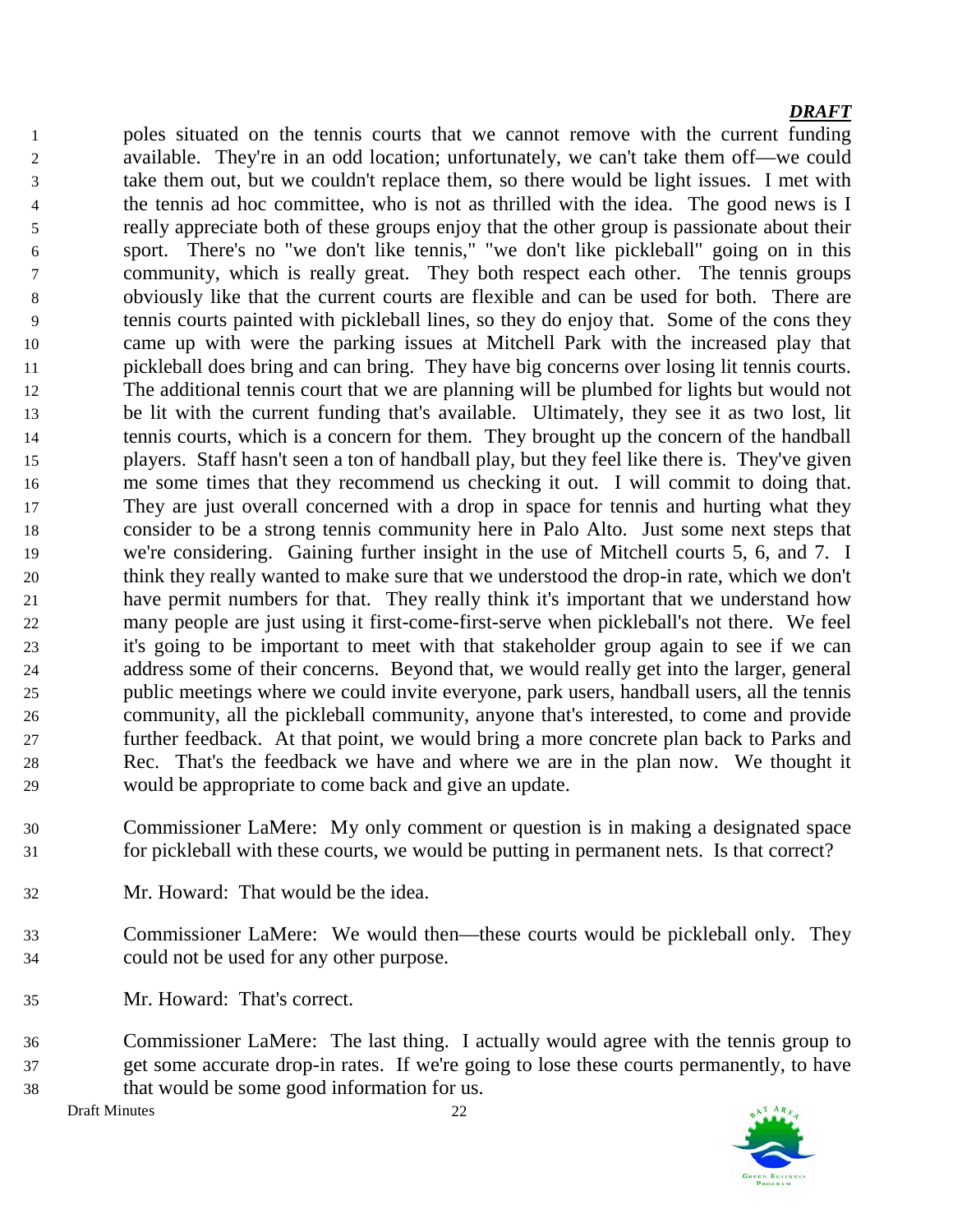*DRAFT*

poles situated on the tennis courts that we cannot remove with the current funding available. They're in an odd location; unfortunately, we can't take them off—we could take them out, but we couldn't replace them, so there would be light issues. I met with the tennis ad hoc committee, who is not as thrilled with the idea. The good news is I really appreciate both of these groups enjoy that the other group is passionate about their sport. There's no "we don't like tennis," "we don't like pickleball" going on in this community, which is really great. They both respect each other. The tennis groups obviously like that the current courts are flexible and can be used for both. There are tennis courts painted with pickleball lines, so they do enjoy that. Some of the cons they came up with were the parking issues at Mitchell Park with the increased play that pickleball does bring and can bring. They have big concerns over losing lit tennis courts. The additional tennis court that we are planning will be plumbed for lights but would not be lit with the current funding that's available. Ultimately, they see it as two lost, lit tennis courts, which is a concern for them. They brought up the concern of the handball players. Staff hasn't seen a ton of handball play, but they feel like there is. They've given me some times that they recommend us checking it out. I will commit to doing that. They are just overall concerned with a drop in space for tennis and hurting what they consider to be a strong tennis community here in Palo Alto. Just some next steps that we're considering. Gaining further insight in the use of Mitchell courts 5, 6, and 7. I think they really wanted to make sure that we understood the drop-in rate, which we don't have permit numbers for that. They really think it's important that we understand how many people are just using it first-come-first-serve when pickleball's not there. We feel it's going to be important to meet with that stakeholder group again to see if we can address some of their concerns. Beyond that, we would really get into the larger, general public meetings where we could invite everyone, park users, handball users, all the tennis community, all the pickleball community, anyone that's interested, to come and provide further feedback. At that point, we would bring a more concrete plan back to Parks and Rec. That's the feedback we have and where we are in the plan now. We thought it would be appropriate to come back and give an update.

Commissioner LaMere: My only comment or question is in making a designated space for pickleball with these courts, we would be putting in permanent nets. Is that correct?

Mr. Howard: That would be the idea.

Commissioner LaMere: We would then—these courts would be pickleball only. They could not be used for any other purpose.

Mr. Howard: That's correct.

Commissioner LaMere: The last thing. I actually would agree with the tennis group to get some accurate drop-in rates. If we're going to lose these courts permanently, to have that would be some good information for us.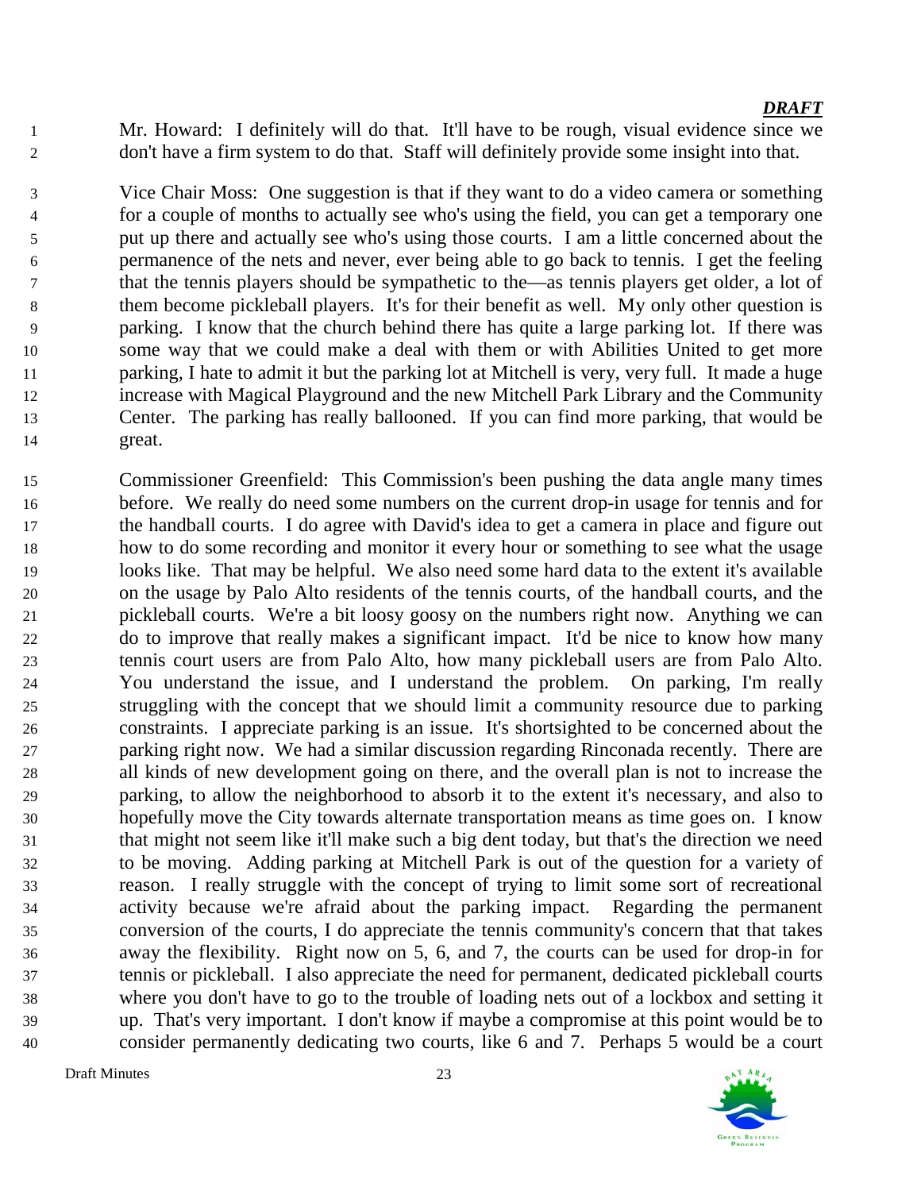Mr. Howard: I definitely will do that. It'll have to be rough, visual evidence since we don't have a firm system to do that. Staff will definitely provide some insight into that.

Vice Chair Moss: One suggestion is that if they want to do a video camera or something for a couple of months to actually see who's using the field, you can get a temporary one put up there and actually see who's using those courts. I am a little concerned about the permanence of the nets and never, ever being able to go back to tennis. I get the feeling that the tennis players should be sympathetic to the—as tennis players get older, a lot of them become pickleball players. It's for their benefit as well. My only other question is parking. I know that the church behind there has quite a large parking lot. If there was some way that we could make a deal with them or with Abilities United to get more parking, I hate to admit it but the parking lot at Mitchell is very, very full. It made a huge increase with Magical Playground and the new Mitchell Park Library and the Community Center. The parking has really ballooned. If you can find more parking, that would be great.

Commissioner Greenfield: This Commission's been pushing the data angle many times before. We really do need some numbers on the current drop-in usage for tennis and for the handball courts. I do agree with David's idea to get a camera in place and figure out how to do some recording and monitor it every hour or something to see what the usage looks like. That may be helpful. We also need some hard data to the extent it's available on the usage by Palo Alto residents of the tennis courts, of the handball courts, and the pickleball courts. We're a bit loosy goosy on the numbers right now. Anything we can do to improve that really makes a significant impact. It'd be nice to know how many tennis court users are from Palo Alto, how many pickleball users are from Palo Alto. You understand the issue, and I understand the problem. On parking, I'm really struggling with the concept that we should limit a community resource due to parking constraints. I appreciate parking is an issue. It's shortsighted to be concerned about the parking right now. We had a similar discussion regarding Rinconada recently. There are all kinds of new development going on there, and the overall plan is not to increase the parking, to allow the neighborhood to absorb it to the extent it's necessary, and also to hopefully move the City towards alternate transportation means as time goes on. I know that might not seem like it'll make such a big dent today, but that's the direction we need to be moving. Adding parking at Mitchell Park is out of the question for a variety of reason. I really struggle with the concept of trying to limit some sort of recreational activity because we're afraid about the parking impact. Regarding the permanent conversion of the courts, I do appreciate the tennis community's concern that that takes away the flexibility. Right now on 5, 6, and 7, the courts can be used for drop-in for tennis or pickleball. I also appreciate the need for permanent, dedicated pickleball courts where you don't have to go to the trouble of loading nets out of a lockbox and setting it up. That's very important. I don't know if maybe a compromise at this point would be to consider permanently dedicating two courts, like 6 and 7. Perhaps 5 would be a court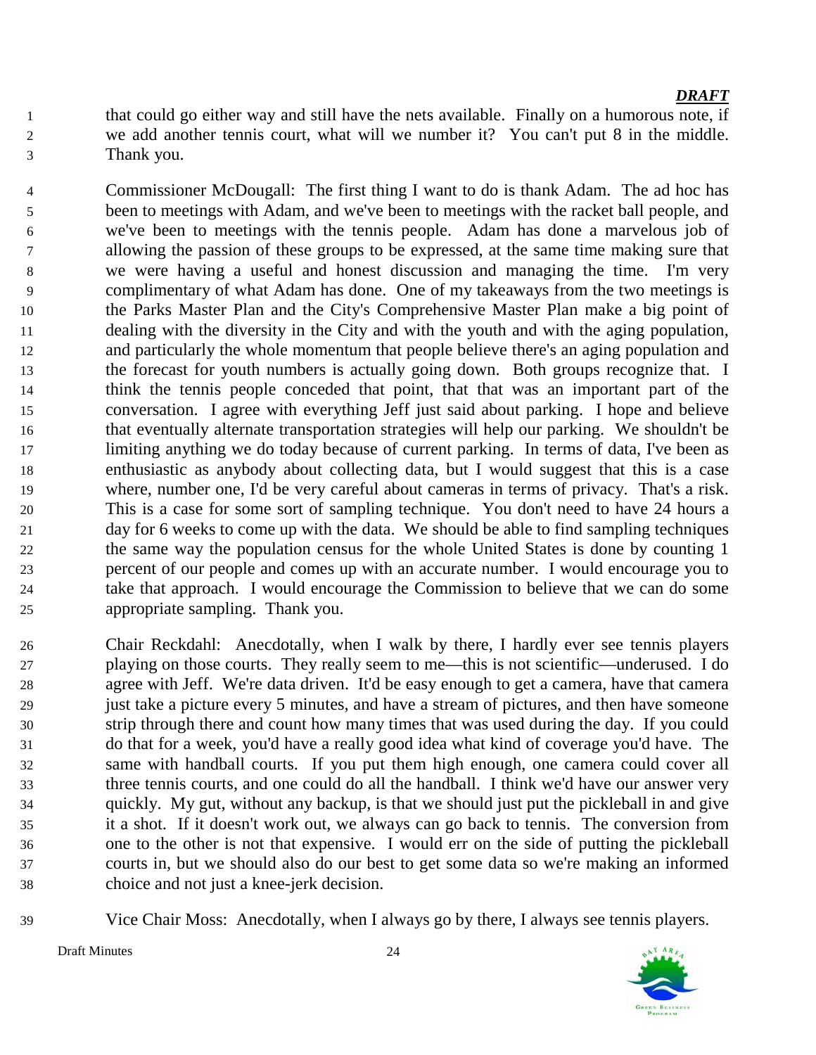that could go either way and still have the nets available. Finally on a humorous note, if we add another tennis court, what will we number it? You can't put 8 in the middle. Thank you.

Commissioner McDougall: The first thing I want to do is thank Adam. The ad hoc has been to meetings with Adam, and we've been to meetings with the racket ball people, and we've been to meetings with the tennis people. Adam has done a marvelous job of allowing the passion of these groups to be expressed, at the same time making sure that we were having a useful and honest discussion and managing the time. I'm very complimentary of what Adam has done. One of my takeaways from the two meetings is the Parks Master Plan and the City's Comprehensive Master Plan make a big point of dealing with the diversity in the City and with the youth and with the aging population, and particularly the whole momentum that people believe there's an aging population and the forecast for youth numbers is actually going down. Both groups recognize that. I think the tennis people conceded that point, that that was an important part of the conversation. I agree with everything Jeff just said about parking. I hope and believe that eventually alternate transportation strategies will help our parking. We shouldn't be limiting anything we do today because of current parking. In terms of data, I've been as enthusiastic as anybody about collecting data, but I would suggest that this is a case where, number one, I'd be very careful about cameras in terms of privacy. That's a risk. This is a case for some sort of sampling technique. You don't need to have 24 hours a day for 6 weeks to come up with the data. We should be able to find sampling techniques the same way the population census for the whole United States is done by counting 1 percent of our people and comes up with an accurate number. I would encourage you to take that approach. I would encourage the Commission to believe that we can do some appropriate sampling. Thank you.

Chair Reckdahl: Anecdotally, when I walk by there, I hardly ever see tennis players playing on those courts. They really seem to me—this is not scientific—underused. I do agree with Jeff. We're data driven. It'd be easy enough to get a camera, have that camera just take a picture every 5 minutes, and have a stream of pictures, and then have someone strip through there and count how many times that was used during the day. If you could do that for a week, you'd have a really good idea what kind of coverage you'd have. The same with handball courts. If you put them high enough, one camera could cover all three tennis courts, and one could do all the handball. I think we'd have our answer very quickly. My gut, without any backup, is that we should just put the pickleball in and give it a shot. If it doesn't work out, we always can go back to tennis. The conversion from one to the other is not that expensive. I would err on the side of putting the pickleball courts in, but we should also do our best to get some data so we're making an informed choice and not just a knee-jerk decision.

Vice Chair Moss: Anecdotally, when I always go by there, I always see tennis players.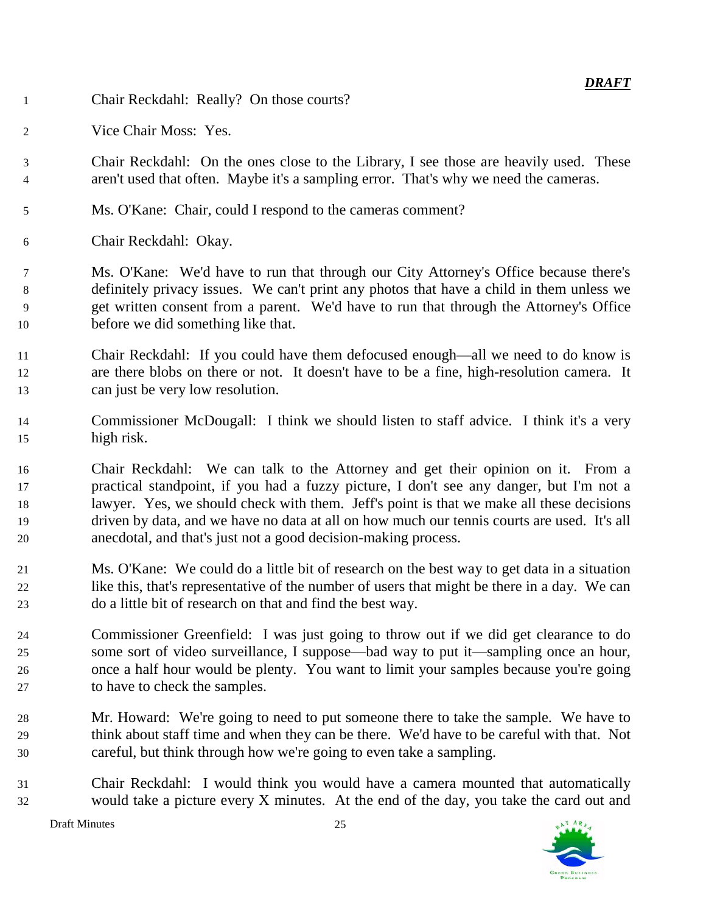***DRAFT***

Chair Reckdahl: Really? On those courts?

Vice Chair Moss: Yes.

Chair Reckdahl: On the ones close to the Library, I see those are heavily used. These aren't used that often. Maybe it's a sampling error. That's why we need the cameras.

Ms. O'Kane: Chair, could I respond to the cameras comment?

Chair Reckdahl: Okay.

Ms. O'Kane: We'd have to run that through our City Attorney's Office because there's definitely privacy issues. We can't print any photos that have a child in them unless we get written consent from a parent. We'd have to run that through the Attorney's Office before we did something like that.

Chair Reckdahl: If you could have them defocused enough—all we need to do know is are there blobs on there or not. It doesn't have to be a fine, high-resolution camera. It can just be very low resolution.

Commissioner McDougall: I think we should listen to staff advice. I think it's a very high risk.

Chair Reckdahl: We can talk to the Attorney and get their opinion on it. From a practical standpoint, if you had a fuzzy picture, I don't see any danger, but I'm not a lawyer. Yes, we should check with them. Jeff's point is that we make all these decisions driven by data, and we have no data at all on how much our tennis courts are used. It's all anecdotal, and that's just not a good decision-making process.

Ms. O'Kane: We could do a little bit of research on the best way to get data in a situation like this, that's representative of the number of users that might be there in a day. We can do a little bit of research on that and find the best way.

Commissioner Greenfield: I was just going to throw out if we did get clearance to do some sort of video surveillance, I suppose—bad way to put it—sampling once an hour, once a half hour would be plenty. You want to limit your samples because you're going to have to check the samples.

Mr. Howard: We're going to need to put someone there to take the sample. We have to think about staff time and when they can be there. We'd have to be careful with that. Not careful, but think through how we're going to even take a sampling.

Chair Reckdahl: I would think you would have a camera mounted that automatically would take a picture every X minutes. At the end of the day, you take the card out and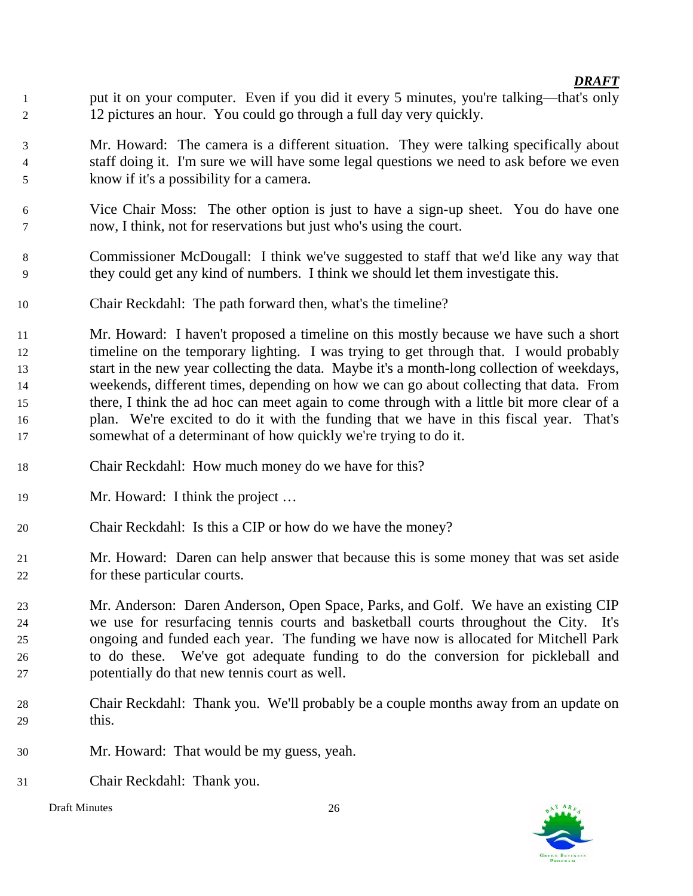put it on your computer. Even if you did it every 5 minutes, you're talking—that's only 12 pictures an hour. You could go through a full day very quickly.

Mr. Howard: The camera is a different situation. They were talking specifically about staff doing it. I'm sure we will have some legal questions we need to ask before we even know if it's a possibility for a camera.

Vice Chair Moss: The other option is just to have a sign-up sheet. You do have one now, I think, not for reservations but just who's using the court.

Commissioner McDougall: I think we've suggested to staff that we'd like any way that they could get any kind of numbers. I think we should let them investigate this.

Chair Reckdahl: The path forward then, what's the timeline?

Mr. Howard: I haven't proposed a timeline on this mostly because we have such a short timeline on the temporary lighting. I was trying to get through that. I would probably start in the new year collecting the data. Maybe it's a month-long collection of weekdays, weekends, different times, depending on how we can go about collecting that data. From there, I think the ad hoc can meet again to come through with a little bit more clear of a plan. We're excited to do it with the funding that we have in this fiscal year. That's somewhat of a determinant of how quickly we're trying to do it.

Chair Reckdahl: How much money do we have for this?

Mr. Howard: I think the project …

Chair Reckdahl: Is this a CIP or how do we have the money?

Mr. Howard: Daren can help answer that because this is some money that was set aside for these particular courts.

Mr. Anderson: Daren Anderson, Open Space, Parks, and Golf. We have an existing CIP we use for resurfacing tennis courts and basketball courts throughout the City. It's ongoing and funded each year. The funding we have now is allocated for Mitchell Park to do these. We've got adequate funding to do the conversion for pickleball and potentially do that new tennis court as well.

Chair Reckdahl: Thank you. We'll probably be a couple months away from an update on this.

Mr. Howard: That would be my guess, yeah.

Chair Reckdahl: Thank you.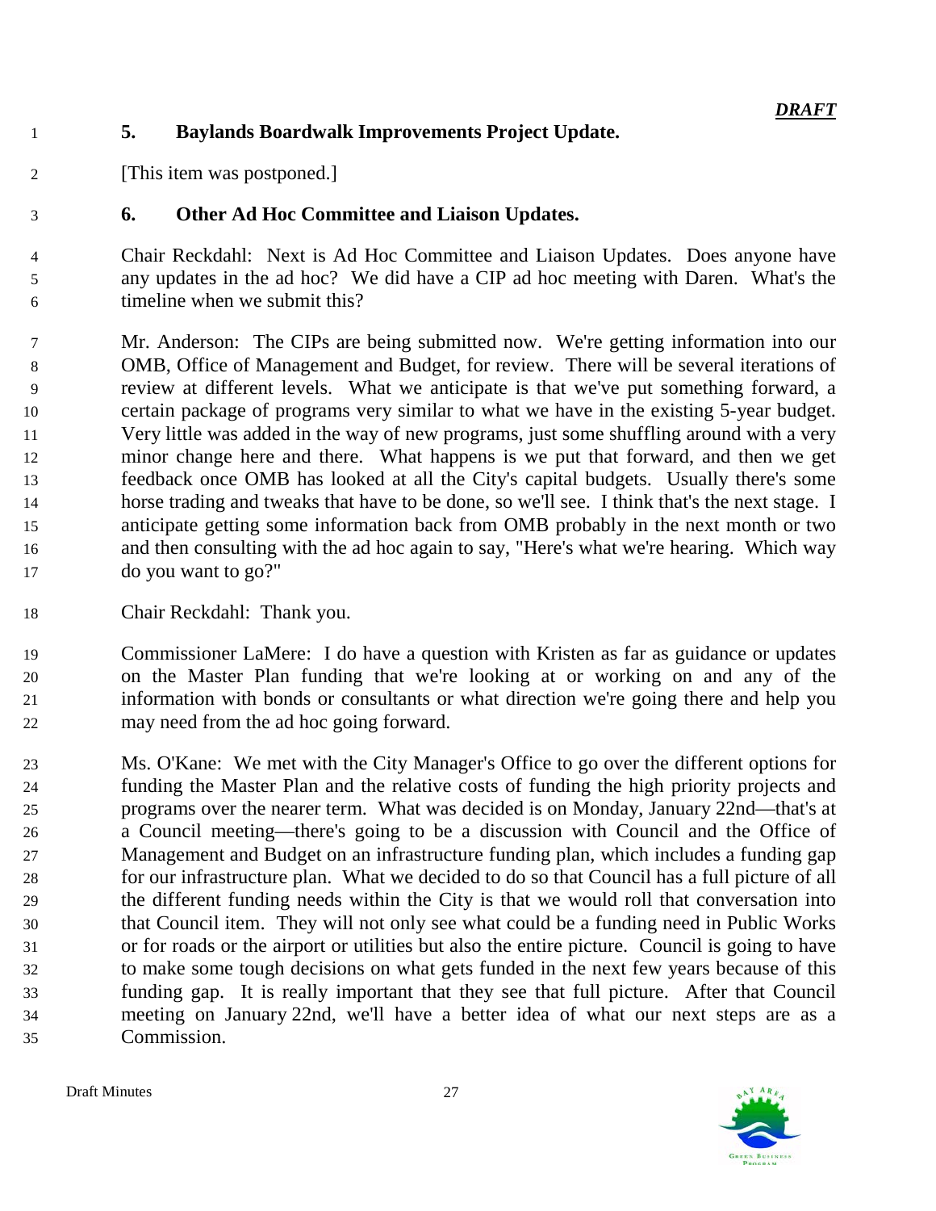***DRAFT***

### 5. Baylands Boardwalk Improvements Project Update.

[This item was postponed.]

### 6. Other Ad Hoc Committee and Liaison Updates.

Chair Reckdahl: Next is Ad Hoc Committee and Liaison Updates. Does anyone have any updates in the ad hoc? We did have a CIP ad hoc meeting with Daren. What's the timeline when we submit this?

Mr. Anderson: The CIPs are being submitted now. We're getting information into our OMB, Office of Management and Budget, for review. There will be several iterations of review at different levels. What we anticipate is that we've put something forward, a certain package of programs very similar to what we have in the existing 5-year budget. Very little was added in the way of new programs, just some shuffling around with a very minor change here and there. What happens is we put that forward, and then we get feedback once OMB has looked at all the City's capital budgets. Usually there's some horse trading and tweaks that have to be done, so we'll see. I think that's the next stage. I anticipate getting some information back from OMB probably in the next month or two and then consulting with the ad hoc again to say, "Here's what we're hearing. Which way do you want to go?"

Chair Reckdahl: Thank you.

Commissioner LaMere: I do have a question with Kristen as far as guidance or updates on the Master Plan funding that we're looking at or working on and any of the information with bonds or consultants or what direction we're going there and help you may need from the ad hoc going forward.

Ms. O'Kane: We met with the City Manager's Office to go over the different options for funding the Master Plan and the relative costs of funding the high priority projects and programs over the nearer term. What was decided is on Monday, January 22nd—that's at a Council meeting—there's going to be a discussion with Council and the Office of Management and Budget on an infrastructure funding plan, which includes a funding gap for our infrastructure plan. What we decided to do so that Council has a full picture of all the different funding needs within the City is that we would roll that conversation into that Council item. They will not only see what could be a funding need in Public Works or for roads or the airport or utilities but also the entire picture. Council is going to have to make some tough decisions on what gets funded in the next few years because of this funding gap. It is really important that they see that full picture. After that Council meeting on January 22nd, we'll have a better idea of what our next steps are as a Commission.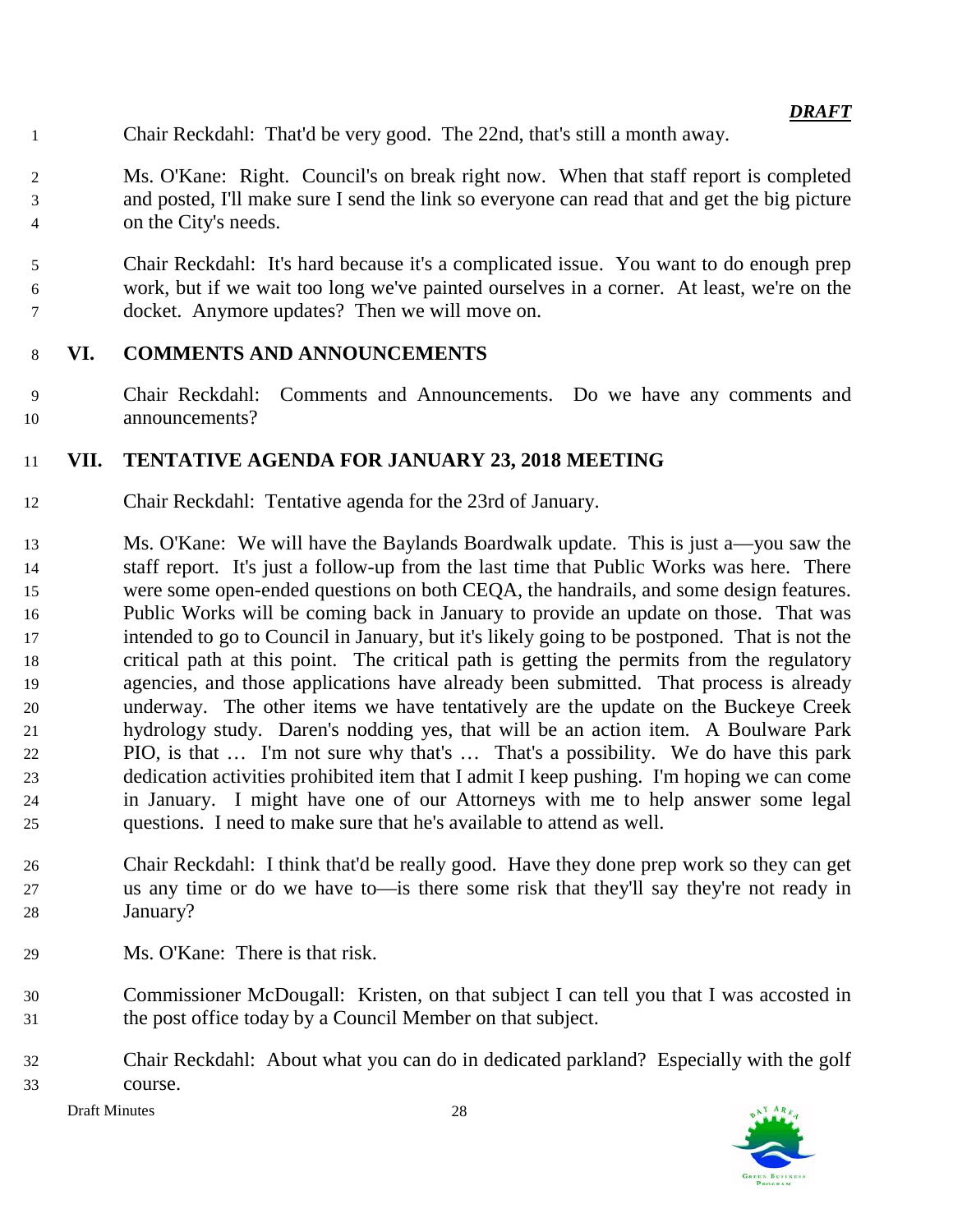Chair Reckdahl: That'd be very good. The 22nd, that's still a month away.

Ms. O'Kane: Right. Council's on break right now. When that staff report is completed and posted, I'll make sure I send the link so everyone can read that and get the big picture on the City's needs.

Chair Reckdahl: It's hard because it's a complicated issue. You want to do enough prep work, but if we wait too long we've painted ourselves in a corner. At least, we're on the docket. Anymore updates? Then we will move on.

## VI. COMMENTS AND ANNOUNCEMENTS

Chair Reckdahl: Comments and Announcements. Do we have any comments and announcements?

## VII. TENTATIVE AGENDA FOR JANUARY 23, 2018 MEETING

Chair Reckdahl: Tentative agenda for the 23rd of January.

Ms. O'Kane: We will have the Baylands Boardwalk update. This is just a—you saw the staff report. It's just a follow-up from the last time that Public Works was here. There were some open-ended questions on both CEQA, the handrails, and some design features. Public Works will be coming back in January to provide an update on those. That was intended to go to Council in January, but it's likely going to be postponed. That is not the critical path at this point. The critical path is getting the permits from the regulatory agencies, and those applications have already been submitted. That process is already underway. The other items we have tentatively are the update on the Buckeye Creek hydrology study. Daren's nodding yes, that will be an action item. A Boulware Park PIO, is that … I'm not sure why that's … That's a possibility. We do have this park dedication activities prohibited item that I admit I keep pushing. I'm hoping we can come in January. I might have one of our Attorneys with me to help answer some legal questions. I need to make sure that he's available to attend as well.

Chair Reckdahl: I think that'd be really good. Have they done prep work so they can get us any time or do we have to—is there some risk that they'll say they're not ready in January?

Ms. O'Kane: There is that risk.

Commissioner McDougall: Kristen, on that subject I can tell you that I was accosted in the post office today by a Council Member on that subject.

Chair Reckdahl: About what you can do in dedicated parkland? Especially with the golf course.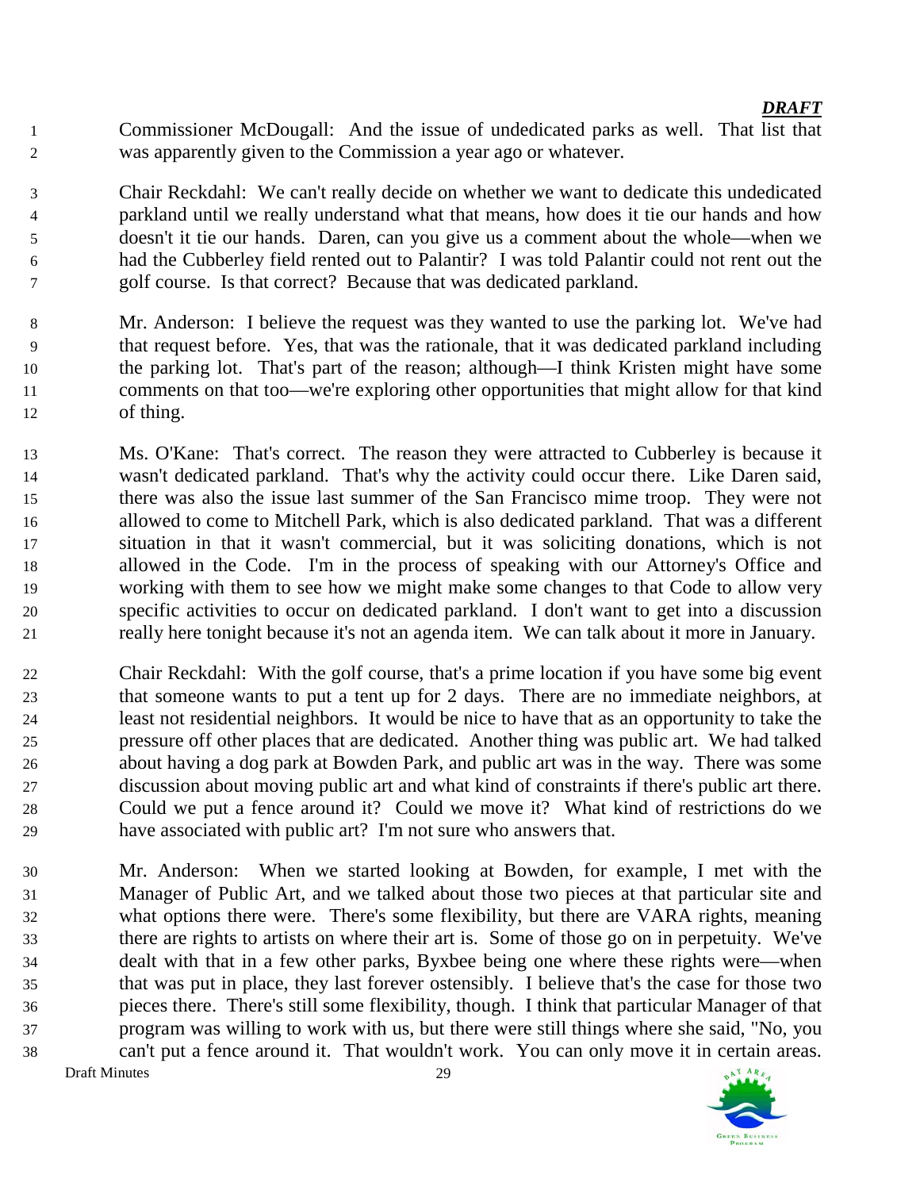*DRAFT*

Commissioner McDougall: And the issue of undedicated parks as well. That list that was apparently given to the Commission a year ago or whatever.

Chair Reckdahl: We can't really decide on whether we want to dedicate this undedicated parkland until we really understand what that means, how does it tie our hands and how doesn't it tie our hands. Daren, can you give us a comment about the whole—when we had the Cubberley field rented out to Palantir? I was told Palantir could not rent out the golf course. Is that correct? Because that was dedicated parkland.

Mr. Anderson: I believe the request was they wanted to use the parking lot. We've had that request before. Yes, that was the rationale, that it was dedicated parkland including the parking lot. That's part of the reason; although—I think Kristen might have some comments on that too—we're exploring other opportunities that might allow for that kind of thing.

Ms. O'Kane: That's correct. The reason they were attracted to Cubberley is because it wasn't dedicated parkland. That's why the activity could occur there. Like Daren said, there was also the issue last summer of the San Francisco mime troop. They were not allowed to come to Mitchell Park, which is also dedicated parkland. That was a different situation in that it wasn't commercial, but it was soliciting donations, which is not allowed in the Code. I'm in the process of speaking with our Attorney's Office and working with them to see how we might make some changes to that Code to allow very specific activities to occur on dedicated parkland. I don't want to get into a discussion really here tonight because it's not an agenda item. We can talk about it more in January.

Chair Reckdahl: With the golf course, that's a prime location if you have some big event that someone wants to put a tent up for 2 days. There are no immediate neighbors, at least not residential neighbors. It would be nice to have that as an opportunity to take the pressure off other places that are dedicated. Another thing was public art. We had talked about having a dog park at Bowden Park, and public art was in the way. There was some discussion about moving public art and what kind of constraints if there's public art there. Could we put a fence around it? Could we move it? What kind of restrictions do we have associated with public art? I'm not sure who answers that.

Mr. Anderson: When we started looking at Bowden, for example, I met with the Manager of Public Art, and we talked about those two pieces at that particular site and what options there were. There's some flexibility, but there are VARA rights, meaning there are rights to artists on where their art is. Some of those go on in perpetuity. We've dealt with that in a few other parks, Byxbee being one where these rights were—when that was put in place, they last forever ostensibly. I believe that's the case for those two pieces there. There's still some flexibility, though. I think that particular Manager of that program was willing to work with us, but there were still things where she said, "No, you can't put a fence around it. That wouldn't work. You can only move it in certain areas.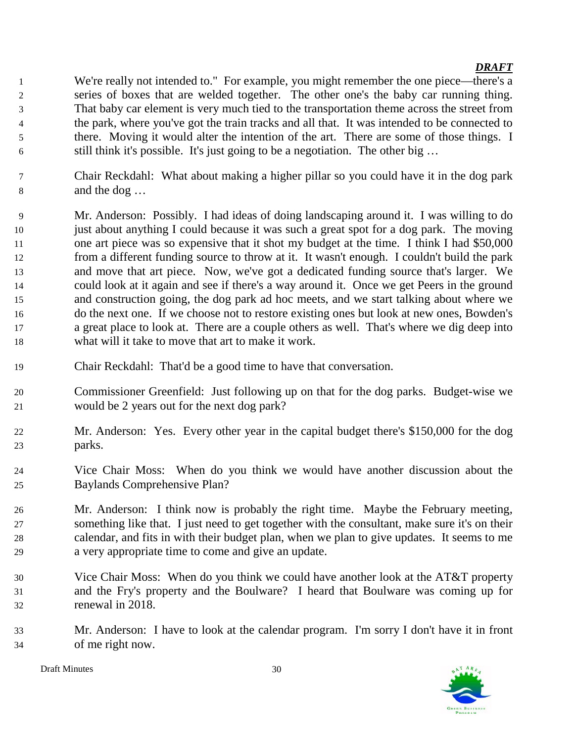We're really not intended to." For example, you might remember the one piece—there's a series of boxes that are welded together. The other one's the baby car running thing. That baby car element is very much tied to the transportation theme across the street from the park, where you've got the train tracks and all that. It was intended to be connected to there. Moving it would alter the intention of the art. There are some of those things. I still think it's possible. It's just going to be a negotiation. The other big …

Chair Reckdahl: What about making a higher pillar so you could have it in the dog park and the dog …

Mr. Anderson: Possibly. I had ideas of doing landscaping around it. I was willing to do just about anything I could because it was such a great spot for a dog park. The moving one art piece was so expensive that it shot my budget at the time. I think I had $50,000 from a different funding source to throw at it. It wasn't enough. I couldn't build the park and move that art piece. Now, we've got a dedicated funding source that's larger. We could look at it again and see if there's a way around it. Once we get Peers in the ground and construction going, the dog park ad hoc meets, and we start talking about where we do the next one. If we choose not to restore existing ones but look at new ones, Bowden's a great place to look at. There are a couple others as well. That's where we dig deep into what will it take to move that art to make it work.

Chair Reckdahl: That'd be a good time to have that conversation.

Commissioner Greenfield: Just following up on that for the dog parks. Budget-wise we would be 2 years out for the next dog park?

Mr. Anderson: Yes. Every other year in the capital budget there's $150,000 for the dog parks.

Vice Chair Moss: When do you think we would have another discussion about the Baylands Comprehensive Plan?

Mr. Anderson: I think now is probably the right time. Maybe the February meeting, something like that. I just need to get together with the consultant, make sure it's on their calendar, and fits in with their budget plan, when we plan to give updates. It seems to me a very appropriate time to come and give an update.

Vice Chair Moss: When do you think we could have another look at the AT&T property and the Fry's property and the Boulware? I heard that Boulware was coming up for renewal in 2018.

Mr. Anderson: I have to look at the calendar program. I'm sorry I don't have it in front of me right now.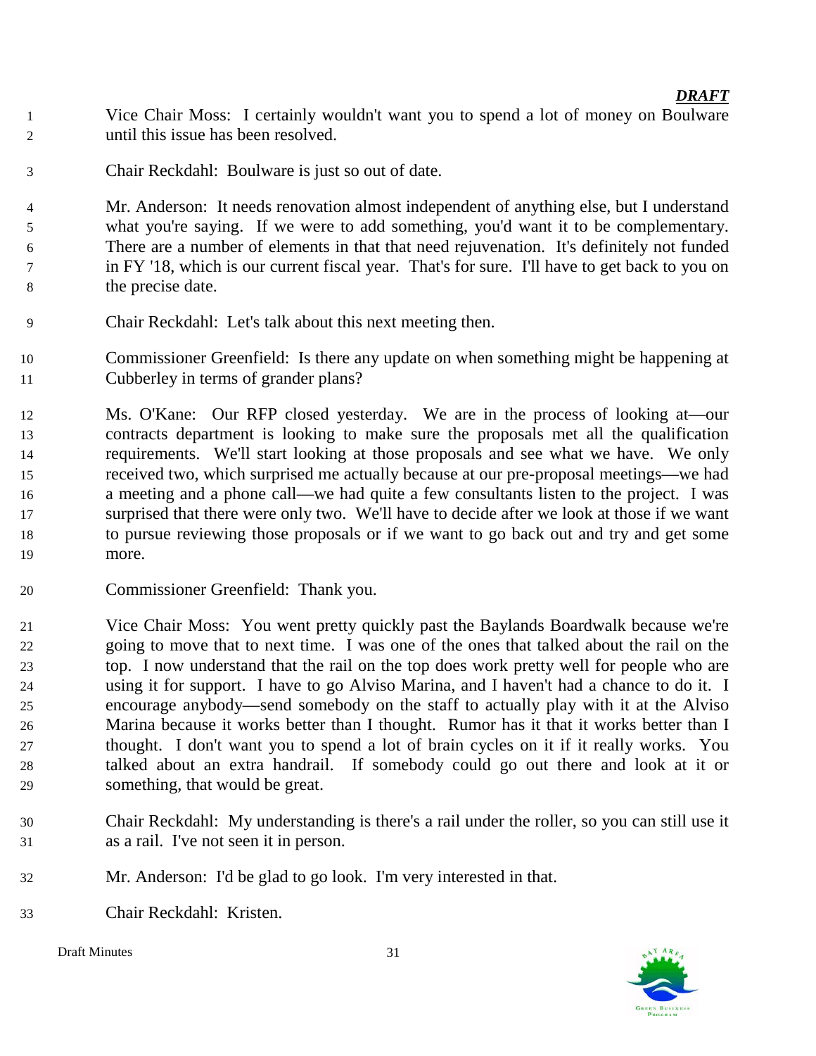***DRAFT***

Vice Chair Moss: I certainly wouldn't want you to spend a lot of money on Boulware until this issue has been resolved.

Chair Reckdahl: Boulware is just so out of date.

Mr. Anderson: It needs renovation almost independent of anything else, but I understand what you're saying. If we were to add something, you'd want it to be complementary. There are a number of elements in that that need rejuvenation. It's definitely not funded in FY '18, which is our current fiscal year. That's for sure. I'll have to get back to you on the precise date.

Chair Reckdahl: Let's talk about this next meeting then.

Commissioner Greenfield: Is there any update on when something might be happening at Cubberley in terms of grander plans?

Ms. O'Kane: Our RFP closed yesterday. We are in the process of looking at—our contracts department is looking to make sure the proposals met all the qualification requirements. We'll start looking at those proposals and see what we have. We only received two, which surprised me actually because at our pre-proposal meetings—we had a meeting and a phone call—we had quite a few consultants listen to the project. I was surprised that there were only two. We'll have to decide after we look at those if we want to pursue reviewing those proposals or if we want to go back out and try and get some more.

Commissioner Greenfield: Thank you.

Vice Chair Moss: You went pretty quickly past the Baylands Boardwalk because we're going to move that to next time. I was one of the ones that talked about the rail on the top. I now understand that the rail on the top does work pretty well for people who are using it for support. I have to go Alviso Marina, and I haven't had a chance to do it. I encourage anybody—send somebody on the staff to actually play with it at the Alviso Marina because it works better than I thought. Rumor has it that it works better than I thought. I don't want you to spend a lot of brain cycles on it if it really works. You talked about an extra handrail. If somebody could go out there and look at it or something, that would be great.

Chair Reckdahl: My understanding is there's a rail under the roller, so you can still use it as a rail. I've not seen it in person.

Mr. Anderson: I'd be glad to go look. I'm very interested in that.

Chair Reckdahl: Kristen.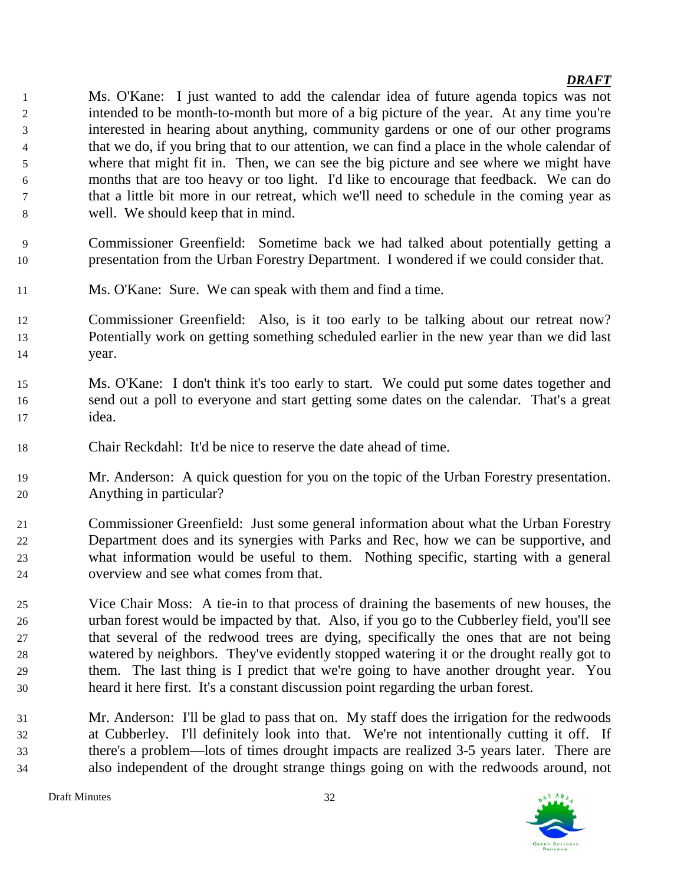***DRAFT***

Ms. O'Kane: I just wanted to add the calendar idea of future agenda topics was not intended to be month-to-month but more of a big picture of the year. At any time you're interested in hearing about anything, community gardens or one of our other programs that we do, if you bring that to our attention, we can find a place in the whole calendar of where that might fit in. Then, we can see the big picture and see where we might have months that are too heavy or too light. I'd like to encourage that feedback. We can do that a little bit more in our retreat, which we'll need to schedule in the coming year as well. We should keep that in mind.

Commissioner Greenfield: Sometime back we had talked about potentially getting a presentation from the Urban Forestry Department. I wondered if we could consider that.

Ms. O'Kane: Sure. We can speak with them and find a time.

Commissioner Greenfield: Also, is it too early to be talking about our retreat now? Potentially work on getting something scheduled earlier in the new year than we did last year.

Ms. O'Kane: I don't think it's too early to start. We could put some dates together and send out a poll to everyone and start getting some dates on the calendar. That's a great idea.

Chair Reckdahl: It'd be nice to reserve the date ahead of time.

Mr. Anderson: A quick question for you on the topic of the Urban Forestry presentation. Anything in particular?

Commissioner Greenfield: Just some general information about what the Urban Forestry Department does and its synergies with Parks and Rec, how we can be supportive, and what information would be useful to them. Nothing specific, starting with a general overview and see what comes from that.

Vice Chair Moss: A tie-in to that process of draining the basements of new houses, the urban forest would be impacted by that. Also, if you go to the Cubberley field, you'll see that several of the redwood trees are dying, specifically the ones that are not being watered by neighbors. They've evidently stopped watering it or the drought really got to them. The last thing is I predict that we're going to have another drought year. You heard it here first. It's a constant discussion point regarding the urban forest.

Mr. Anderson: I'll be glad to pass that on. My staff does the irrigation for the redwoods at Cubberley. I'll definitely look into that. We're not intentionally cutting it off. If there's a problem—lots of times drought impacts are realized 3-5 years later. There are also independent of the drought strange things going on with the redwoods around, not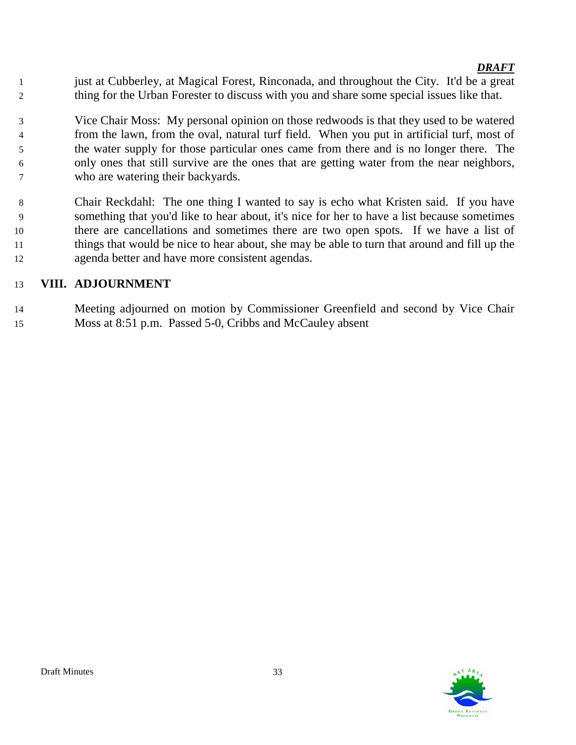*DRAFT*

just at Cubberley, at Magical Forest, Rinconada, and throughout the City. It'd be a great thing for the Urban Forester to discuss with you and share some special issues like that.

Vice Chair Moss: My personal opinion on those redwoods is that they used to be watered from the lawn, from the oval, natural turf field. When you put in artificial turf, most of the water supply for those particular ones came from there and is no longer there. The only ones that still survive are the ones that are getting water from the near neighbors, who are watering their backyards.

Chair Reckdahl: The one thing I wanted to say is echo what Kristen said. If you have something that you'd like to hear about, it's nice for her to have a list because sometimes there are cancellations and sometimes there are two open spots. If we have a list of things that would be nice to hear about, she may be able to turn that around and fill up the agenda better and have more consistent agendas.

## VIII. ADJOURNMENT

Meeting adjourned on motion by Commissioner Greenfield and second by Vice Chair Moss at 8:51 p.m. Passed 5-0, Cribbs and McCauley absent